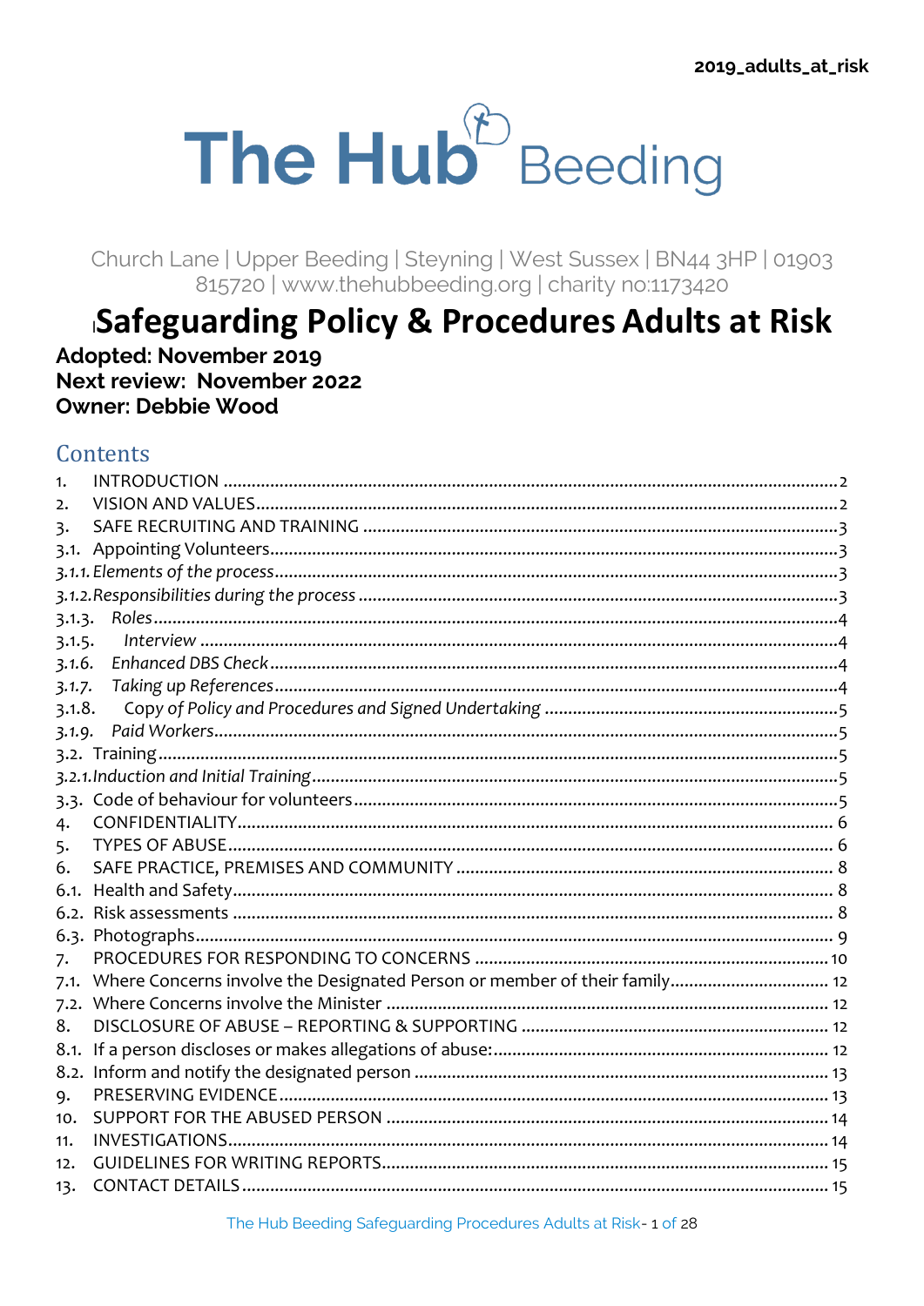2019_adults_at_risk

# The Hub Beeding

Church Lane | Upper Beeding | Steyning | West Sussex | BN44 3HP | 01903 815720 | www.thehubbeeding.org | charity no:1173420

# Safeguarding Policy & Procedures Adults at Risk

**Adopted: November 2019**
**Next review: November 2022**
**Owner: Debbie Wood**

## Contents

1. INTRODUCTION ..... 2
2. VISION AND VALUES ..... 2
3. SAFE RECRUITING AND TRAINING ..... 3
3.1. Appointing Volunteers ..... 3
*3.1.1. Elements of the process* ..... 3
*3.1.2. Responsibilities during the process* ..... 3
3.1.3. *Roles* ..... 4
3.1.5. *Interview* ..... 4
3.1.6. *Enhanced DBS Check* ..... 4
3.1.7. *Taking up References* ..... 4
3.1.8. *Copy of Policy and Procedures and Signed Undertaking* ..... 5
3.1.9. *Paid Workers* ..... 5
3.2. Training ..... 5
*3.2.1. Induction and Initial Training* ..... 5
3.3. Code of behaviour for volunteers ..... 5
4. CONFIDENTIALITY ..... 6
5. TYPES OF ABUSE ..... 6
6. SAFE PRACTICE, PREMISES AND COMMUNITY ..... 8
6.1. Health and Safety ..... 8
6.2. Risk assessments ..... 8
6.3. Photographs ..... 9
7. PROCEDURES FOR RESPONDING TO CONCERNS ..... 10
7.1. Where Concerns involve the Designated Person or member of their family ..... 12
7.2. Where Concerns involve the Minister ..... 12
8. DISCLOSURE OF ABUSE – REPORTING & SUPPORTING ..... 12
8.1. If a person discloses or makes allegations of abuse: ..... 12
8.2. Inform and notify the designated person ..... 13
9. PRESERVING EVIDENCE ..... 13
10. SUPPORT FOR THE ABUSED PERSON ..... 14
11. INVESTIGATIONS ..... 14
12. GUIDELINES FOR WRITING REPORTS ..... 15
13. CONTACT DETAILS ..... 15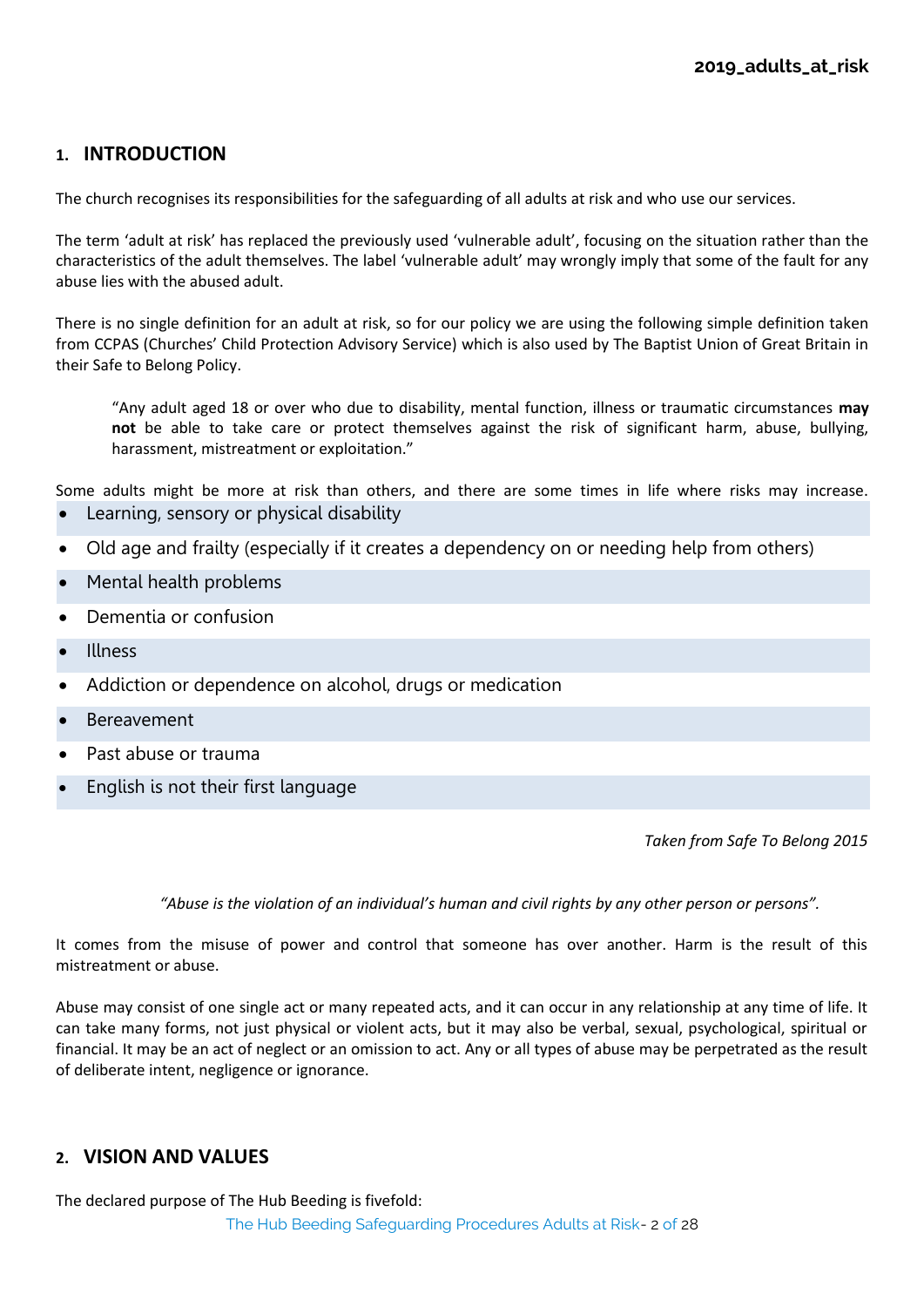## 1. INTRODUCTION

The church recognises its responsibilities for the safeguarding of all adults at risk and who use our services.

The term 'adult at risk' has replaced the previously used 'vulnerable adult', focusing on the situation rather than the characteristics of the adult themselves. The label 'vulnerable adult' may wrongly imply that some of the fault for any abuse lies with the abused adult.

There is no single definition for an adult at risk, so for our policy we are using the following simple definition taken from CCPAS (Churches' Child Protection Advisory Service) which is also used by The Baptist Union of Great Britain in their Safe to Belong Policy.

> "Any adult aged 18 or over who due to disability, mental function, illness or traumatic circumstances **may not** be able to take care or protect themselves against the risk of significant harm, abuse, bullying, harassment, mistreatment or exploitation."

Some adults might be more at risk than others, and there are some times in life where risks may increase.

- Learning, sensory or physical disability
- Old age and frailty (especially if it creates a dependency on or needing help from others)
- Mental health problems
- Dementia or confusion
- Illness
- Addiction or dependence on alcohol, drugs or medication
- Bereavement
- Past abuse or trauma
- English is not their first language

*Taken from Safe To Belong 2015*

*"Abuse is the violation of an individual's human and civil rights by any other person or persons".*

It comes from the misuse of power and control that someone has over another. Harm is the result of this mistreatment or abuse.

Abuse may consist of one single act or many repeated acts, and it can occur in any relationship at any time of life. It can take many forms, not just physical or violent acts, but it may also be verbal, sexual, psychological, spiritual or financial. It may be an act of neglect or an omission to act. Any or all types of abuse may be perpetrated as the result of deliberate intent, negligence or ignorance.

## 2. VISION AND VALUES

The declared purpose of The Hub Beeding is fivefold: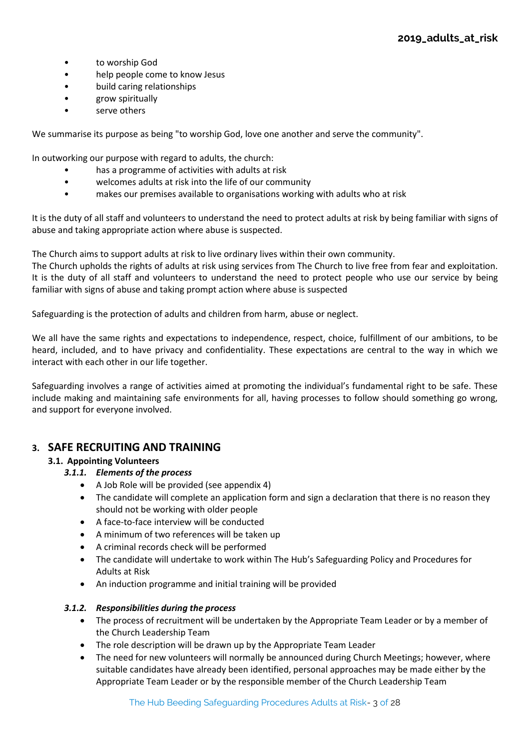- to worship God
- help people come to know Jesus
- build caring relationships
- grow spiritually
- serve others

We summarise its purpose as being "to worship God, love one another and serve the community".

In outworking our purpose with regard to adults, the church:

- has a programme of activities with adults at risk
- welcomes adults at risk into the life of our community
- makes our premises available to organisations working with adults who at risk

It is the duty of all staff and volunteers to understand the need to protect adults at risk by being familiar with signs of abuse and taking appropriate action where abuse is suspected.

The Church aims to support adults at risk to live ordinary lives within their own community.
The Church upholds the rights of adults at risk using services from The Church to live free from fear and exploitation. It is the duty of all staff and volunteers to understand the need to protect people who use our service by being familiar with signs of abuse and taking prompt action where abuse is suspected

Safeguarding is the protection of adults and children from harm, abuse or neglect.

We all have the same rights and expectations to independence, respect, choice, fulfillment of our ambitions, to be heard, included, and to have privacy and confidentiality. These expectations are central to the way in which we interact with each other in our life together.

Safeguarding involves a range of activities aimed at promoting the individual's fundamental right to be safe. These include making and maintaining safe environments for all, having processes to follow should something go wrong, and support for everyone involved.

## 3. SAFE RECRUITING AND TRAINING

### 3.1. Appointing Volunteers

#### *3.1.1. Elements of the process*

- A Job Role will be provided (see appendix 4)
- The candidate will complete an application form and sign a declaration that there is no reason they should not be working with older people
- A face-to-face interview will be conducted
- A minimum of two references will be taken up
- A criminal records check will be performed
- The candidate will undertake to work within The Hub's Safeguarding Policy and Procedures for Adults at Risk
- An induction programme and initial training will be provided

#### *3.1.2. Responsibilities during the process*

- The process of recruitment will be undertaken by the Appropriate Team Leader or by a member of the Church Leadership Team
- The role description will be drawn up by the Appropriate Team Leader
- The need for new volunteers will normally be announced during Church Meetings; however, where suitable candidates have already been identified, personal approaches may be made either by the Appropriate Team Leader or by the responsible member of the Church Leadership Team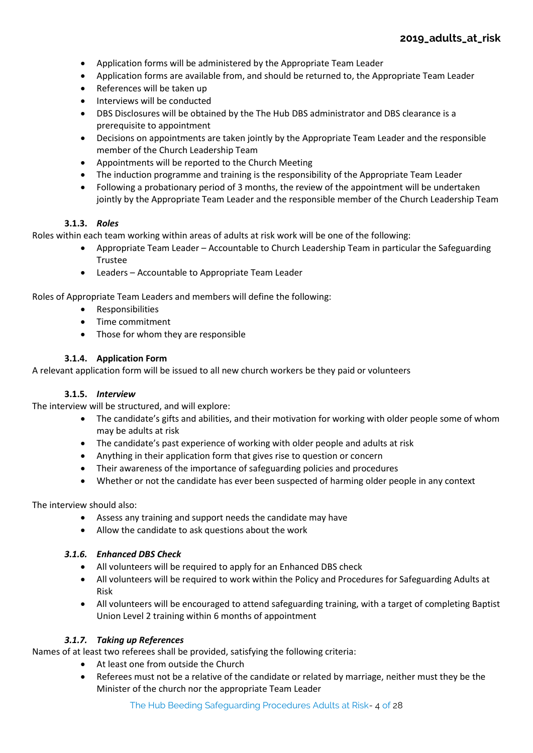- Application forms will be administered by the Appropriate Team Leader
- Application forms are available from, and should be returned to, the Appropriate Team Leader
- References will be taken up
- Interviews will be conducted
- DBS Disclosures will be obtained by the The Hub DBS administrator and DBS clearance is a prerequisite to appointment
- Decisions on appointments are taken jointly by the Appropriate Team Leader and the responsible member of the Church Leadership Team
- Appointments will be reported to the Church Meeting
- The induction programme and training is the responsibility of the Appropriate Team Leader
- Following a probationary period of 3 months, the review of the appointment will be undertaken jointly by the Appropriate Team Leader and the responsible member of the Church Leadership Team

#### 3.1.3. *Roles*

Roles within each team working within areas of adults at risk work will be one of the following:

- Appropriate Team Leader – Accountable to Church Leadership Team in particular the Safeguarding Trustee
- Leaders – Accountable to Appropriate Team Leader

Roles of Appropriate Team Leaders and members will define the following:

- Responsibilities
- Time commitment
- Those for whom they are responsible

#### 3.1.4. Application Form

A relevant application form will be issued to all new church workers be they paid or volunteers

#### 3.1.5. *Interview*

The interview will be structured, and will explore:

- The candidate's gifts and abilities, and their motivation for working with older people some of whom may be adults at risk
- The candidate's past experience of working with older people and adults at risk
- Anything in their application form that gives rise to question or concern
- Their awareness of the importance of safeguarding policies and procedures
- Whether or not the candidate has ever been suspected of harming older people in any context

The interview should also:

- Assess any training and support needs the candidate may have
- Allow the candidate to ask questions about the work

#### *3.1.6. Enhanced DBS Check*

- All volunteers will be required to apply for an Enhanced DBS check
- All volunteers will be required to work within the Policy and Procedures for Safeguarding Adults at Risk
- All volunteers will be encouraged to attend safeguarding training, with a target of completing Baptist Union Level 2 training within 6 months of appointment

#### *3.1.7. Taking up References*

Names of at least two referees shall be provided, satisfying the following criteria:

- At least one from outside the Church
- Referees must not be a relative of the candidate or related by marriage, neither must they be the Minister of the church nor the appropriate Team Leader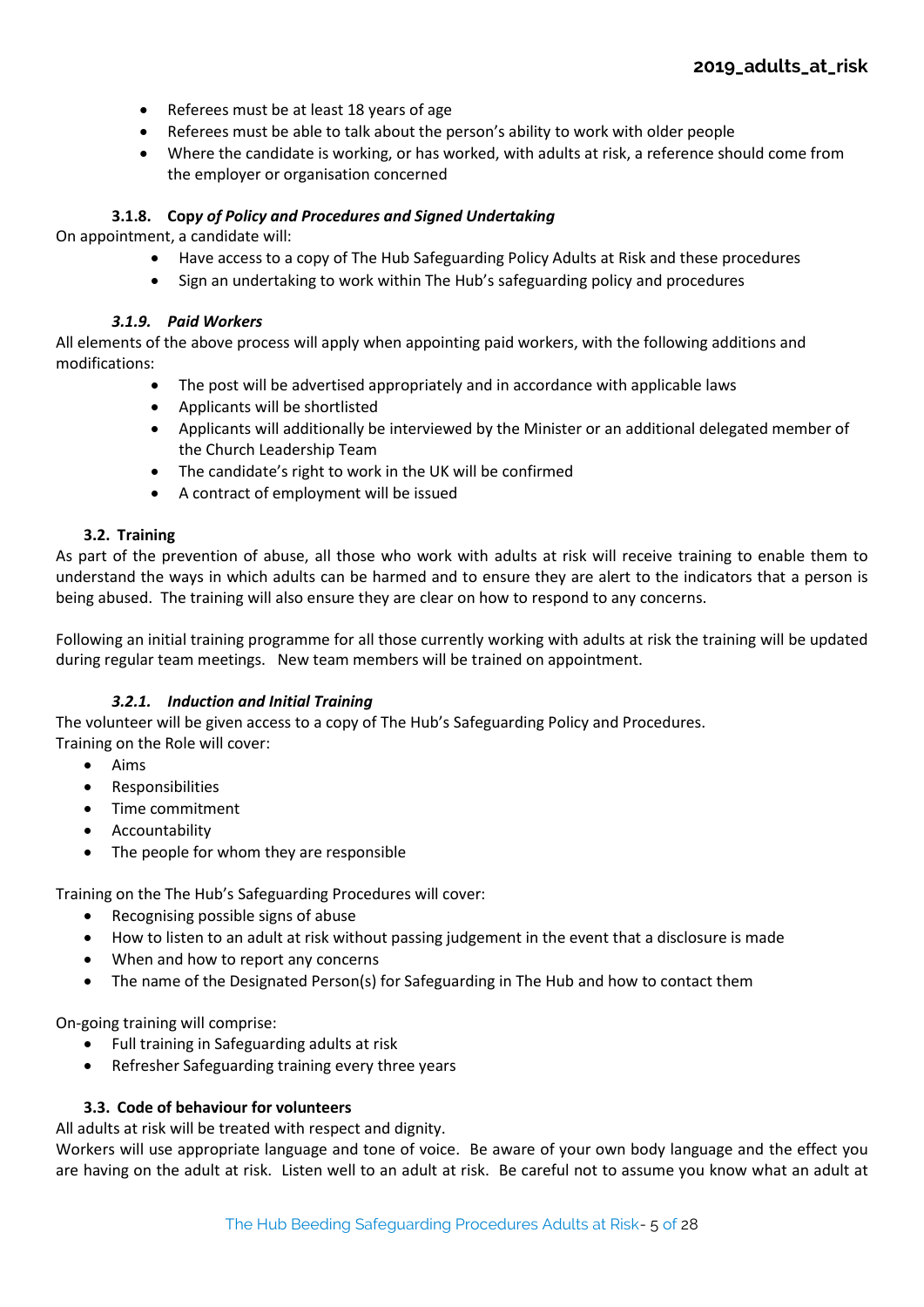- Referees must be at least 18 years of age
- Referees must be able to talk about the person's ability to work with older people
- Where the candidate is working, or has worked, with adults at risk, a reference should come from the employer or organisation concerned

#### 3.1.8. Copy *of Policy and Procedures and Signed Undertaking*

On appointment, a candidate will:

- Have access to a copy of The Hub Safeguarding Policy Adults at Risk and these procedures
- Sign an undertaking to work within The Hub's safeguarding policy and procedures

#### *3.1.9. Paid Workers*

All elements of the above process will apply when appointing paid workers, with the following additions and modifications:

- The post will be advertised appropriately and in accordance with applicable laws
- Applicants will be shortlisted
- Applicants will additionally be interviewed by the Minister or an additional delegated member of the Church Leadership Team
- The candidate's right to work in the UK will be confirmed
- A contract of employment will be issued

### 3.2. Training

As part of the prevention of abuse, all those who work with adults at risk will receive training to enable them to understand the ways in which adults can be harmed and to ensure they are alert to the indicators that a person is being abused. The training will also ensure they are clear on how to respond to any concerns.

Following an initial training programme for all those currently working with adults at risk the training will be updated during regular team meetings. New team members will be trained on appointment.

#### *3.2.1. Induction and Initial Training*

The volunteer will be given access to a copy of The Hub's Safeguarding Policy and Procedures.
Training on the Role will cover:

- Aims
- Responsibilities
- Time commitment
- Accountability
- The people for whom they are responsible

Training on the The Hub's Safeguarding Procedures will cover:

- Recognising possible signs of abuse
- How to listen to an adult at risk without passing judgement in the event that a disclosure is made
- When and how to report any concerns
- The name of the Designated Person(s) for Safeguarding in The Hub and how to contact them

On-going training will comprise:

- Full training in Safeguarding adults at risk
- Refresher Safeguarding training every three years

### 3.3. Code of behaviour for volunteers

All adults at risk will be treated with respect and dignity.
Workers will use appropriate language and tone of voice. Be aware of your own body language and the effect you are having on the adult at risk. Listen well to an adult at risk. Be careful not to assume you know what an adult at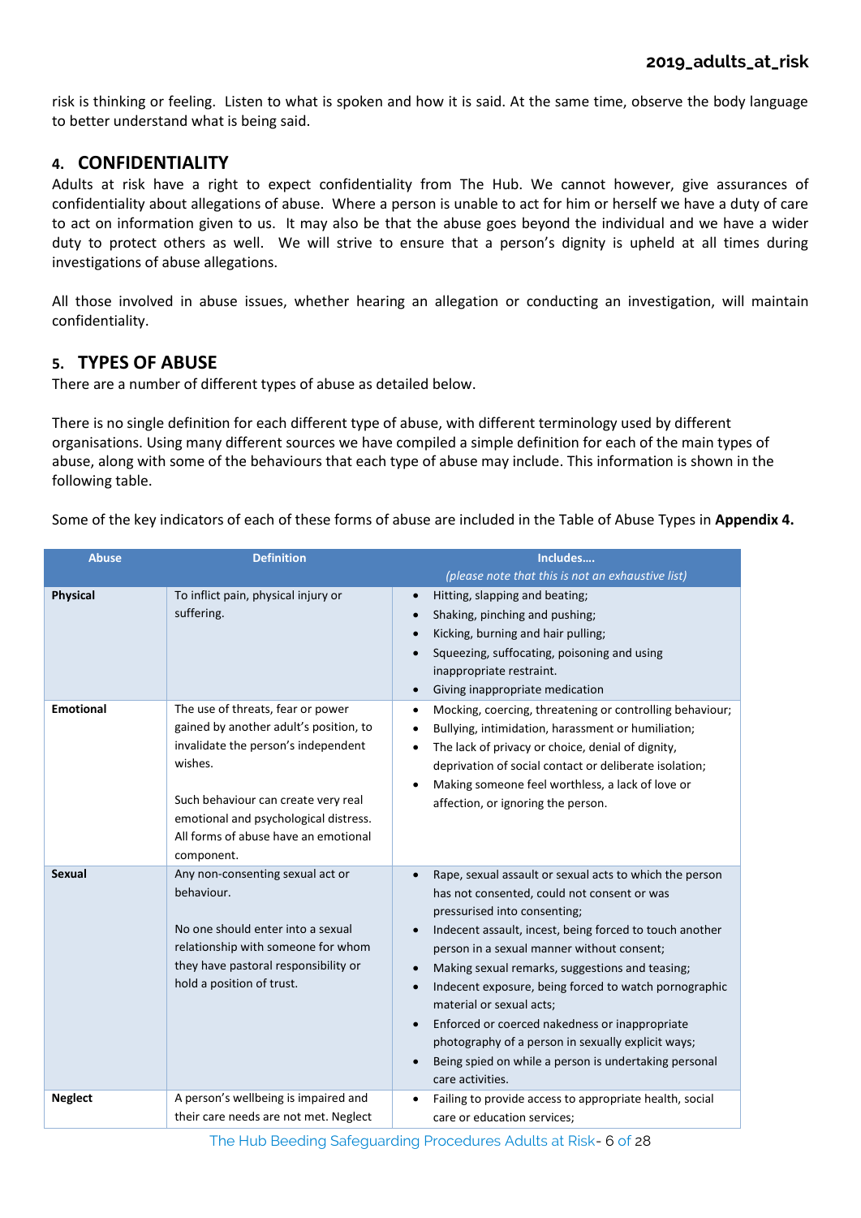risk is thinking or feeling. Listen to what is spoken and how it is said. At the same time, observe the body language to better understand what is being said.

## 4. CONFIDENTIALITY

Adults at risk have a right to expect confidentiality from The Hub. We cannot however, give assurances of confidentiality about allegations of abuse. Where a person is unable to act for him or herself we have a duty of care to act on information given to us. It may also be that the abuse goes beyond the individual and we have a wider duty to protect others as well. We will strive to ensure that a person's dignity is upheld at all times during investigations of abuse allegations.

All those involved in abuse issues, whether hearing an allegation or conducting an investigation, will maintain confidentiality.

## 5. TYPES OF ABUSE

There are a number of different types of abuse as detailed below.

There is no single definition for each different type of abuse, with different terminology used by different organisations. Using many different sources we have compiled a simple definition for each of the main types of abuse, along with some of the behaviours that each type of abuse may include. This information is shown in the following table.

Some of the key indicators of each of these forms of abuse are included in the Table of Abuse Types in **Appendix 4.**

| Abuse | Definition | Includes…. *(please note that this is not an exhaustive list)* |
|---|---|---|
| **Physical** | To inflict pain, physical injury or suffering. | • Hitting, slapping and beating;<br>• Shaking, pinching and pushing;<br>• Kicking, burning and hair pulling;<br>• Squeezing, suffocating, poisoning and using inappropriate restraint.<br>• Giving inappropriate medication |
| **Emotional** | The use of threats, fear or power gained by another adult's position, to invalidate the person's independent wishes.<br><br>Such behaviour can create very real emotional and psychological distress. All forms of abuse have an emotional component. | • Mocking, coercing, threatening or controlling behaviour;<br>• Bullying, intimidation, harassment or humiliation;<br>• The lack of privacy or choice, denial of dignity, deprivation of social contact or deliberate isolation;<br>• Making someone feel worthless, a lack of love or affection, or ignoring the person. |
| **Sexual** | Any non-consenting sexual act or behaviour.<br><br>No one should enter into a sexual relationship with someone for whom they have pastoral responsibility or hold a position of trust. | • Rape, sexual assault or sexual acts to which the person has not consented, could not consent or was pressurised into consenting;<br>• Indecent assault, incest, being forced to touch another person in a sexual manner without consent;<br>• Making sexual remarks, suggestions and teasing;<br>• Indecent exposure, being forced to watch pornographic material or sexual acts;<br>• Enforced or coerced nakedness or inappropriate photography of a person in sexually explicit ways;<br>• Being spied on while a person is undertaking personal care activities. |
| **Neglect** | A person's wellbeing is impaired and their care needs are not met. Neglect | • Failing to provide access to appropriate health, social care or education services; |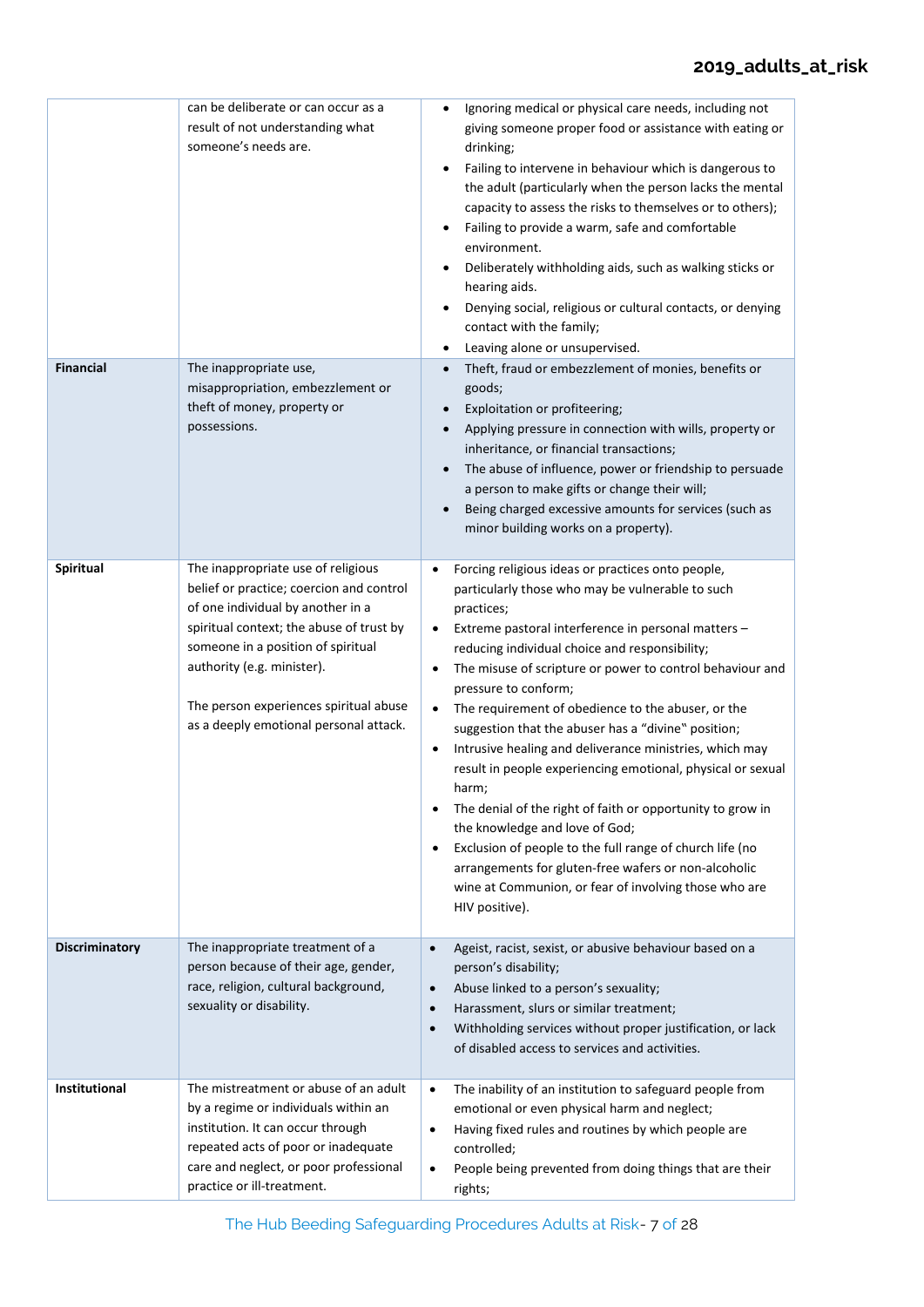| | | |
|---|---|---|
| | can be deliberate or can occur as a result of not understanding what someone's needs are. | • Ignoring medical or physical care needs, including not giving someone proper food or assistance with eating or drinking;<br>• Failing to intervene in behaviour which is dangerous to the adult (particularly when the person lacks the mental capacity to assess the risks to themselves or to others);<br>• Failing to provide a warm, safe and comfortable environment.<br>• Deliberately withholding aids, such as walking sticks or hearing aids.<br>• Denying social, religious or cultural contacts, or denying contact with the family;<br>• Leaving alone or unsupervised. |
| **Financial** | The inappropriate use, misappropriation, embezzlement or theft of money, property or possessions. | • Theft, fraud or embezzlement of monies, benefits or goods;<br>• Exploitation or profiteering;<br>• Applying pressure in connection with wills, property or inheritance, or financial transactions;<br>• The abuse of influence, power or friendship to persuade a person to make gifts or change their will;<br>• Being charged excessive amounts for services (such as minor building works on a property). |
| **Spiritual** | The inappropriate use of religious belief or practice; coercion and control of one individual by another in a spiritual context; the abuse of trust by someone in a position of spiritual authority (e.g. minister).<br><br>The person experiences spiritual abuse as a deeply emotional personal attack. | • Forcing religious ideas or practices onto people, particularly those who may be vulnerable to such practices;<br>• Extreme pastoral interference in personal matters – reducing individual choice and responsibility;<br>• The misuse of scripture or power to control behaviour and pressure to conform;<br>• The requirement of obedience to the abuser, or the suggestion that the abuser has a "divine" position;<br>• Intrusive healing and deliverance ministries, which may result in people experiencing emotional, physical or sexual harm;<br>• The denial of the right of faith or opportunity to grow in the knowledge and love of God;<br>• Exclusion of people to the full range of church life (no arrangements for gluten-free wafers or non-alcoholic wine at Communion, or fear of involving those who are HIV positive). |
| **Discriminatory** | The inappropriate treatment of a person because of their age, gender, race, religion, cultural background, sexuality or disability. | • Ageist, racist, sexist, or abusive behaviour based on a person's disability;<br>• Abuse linked to a person's sexuality;<br>• Harassment, slurs or similar treatment;<br>• Withholding services without proper justification, or lack of disabled access to services and activities. |
| **Institutional** | The mistreatment or abuse of an adult by a regime or individuals within an institution. It can occur through repeated acts of poor or inadequate care and neglect, or poor professional practice or ill-treatment. | • The inability of an institution to safeguard people from emotional or even physical harm and neglect;<br>• Having fixed rules and routines by which people are controlled;<br>• People being prevented from doing things that are their rights; |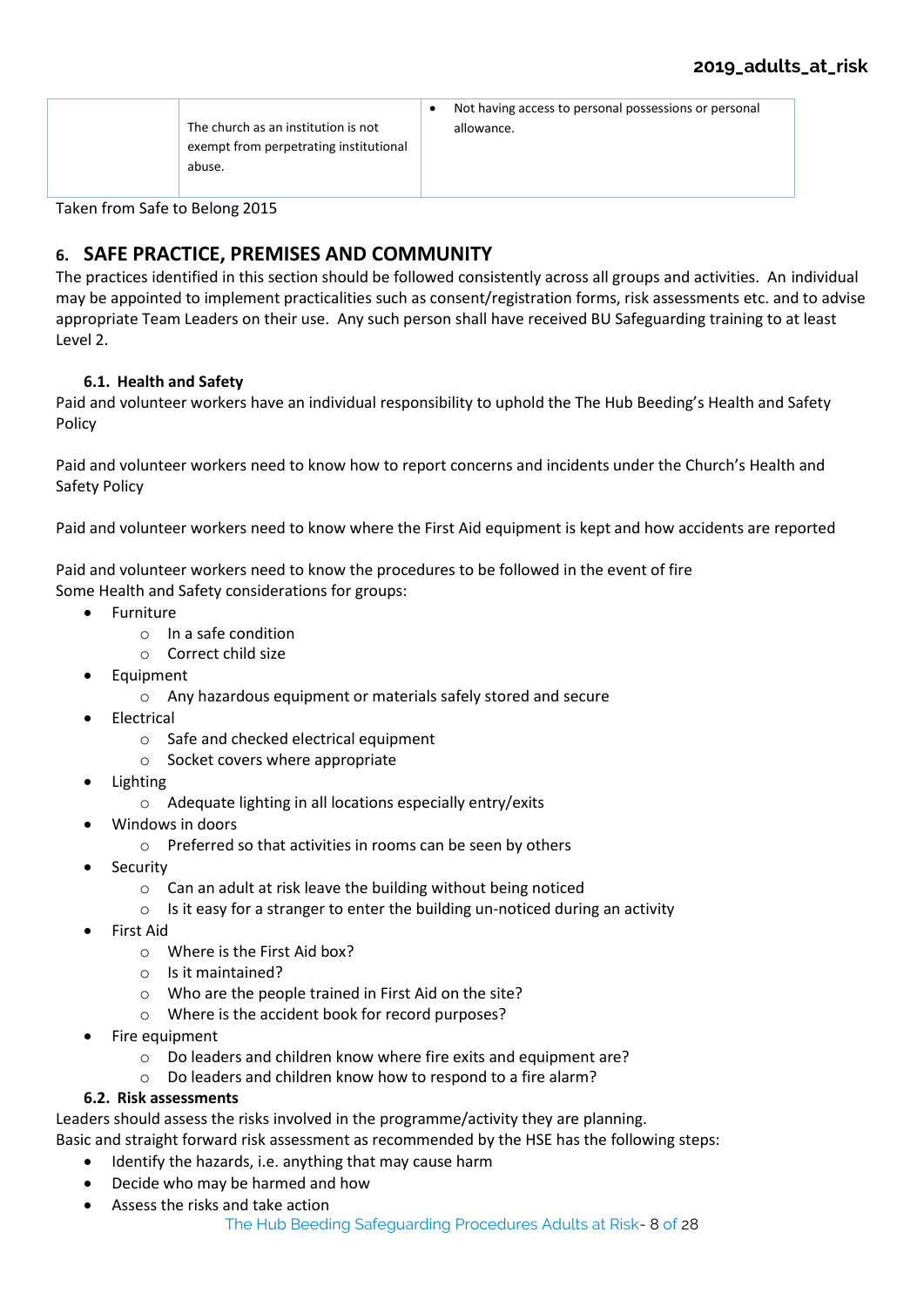|  | The church as an institution is not exempt from perpetrating institutional abuse. | • Not having access to personal possessions or personal allowance. |
|---|---|---|

Taken from Safe to Belong 2015

## 6. SAFE PRACTICE, PREMISES AND COMMUNITY

The practices identified in this section should be followed consistently across all groups and activities. An individual may be appointed to implement practicalities such as consent/registration forms, risk assessments etc. and to advise appropriate Team Leaders on their use. Any such person shall have received BU Safeguarding training to at least Level 2.

### 6.1. Health and Safety

Paid and volunteer workers have an individual responsibility to uphold the The Hub Beeding's Health and Safety Policy

Paid and volunteer workers need to know how to report concerns and incidents under the Church's Health and Safety Policy

Paid and volunteer workers need to know where the First Aid equipment is kept and how accidents are reported

Paid and volunteer workers need to know the procedures to be followed in the event of fire
Some Health and Safety considerations for groups:

- Furniture
  - In a safe condition
  - Correct child size
- Equipment
  - Any hazardous equipment or materials safely stored and secure
- Electrical
  - Safe and checked electrical equipment
  - Socket covers where appropriate
- Lighting
  - Adequate lighting in all locations especially entry/exits
- Windows in doors
  - Preferred so that activities in rooms can be seen by others
- Security
  - Can an adult at risk leave the building without being noticed
  - Is it easy for a stranger to enter the building un-noticed during an activity
- First Aid
  - Where is the First Aid box?
  - Is it maintained?
  - Who are the people trained in First Aid on the site?
  - Where is the accident book for record purposes?
- Fire equipment
  - Do leaders and children know where fire exits and equipment are?
  - Do leaders and children know how to respond to a fire alarm?

### 6.2. Risk assessments

Leaders should assess the risks involved in the programme/activity they are planning.
Basic and straight forward risk assessment as recommended by the HSE has the following steps:

- Identify the hazards, i.e. anything that may cause harm
- Decide who may be harmed and how
- Assess the risks and take action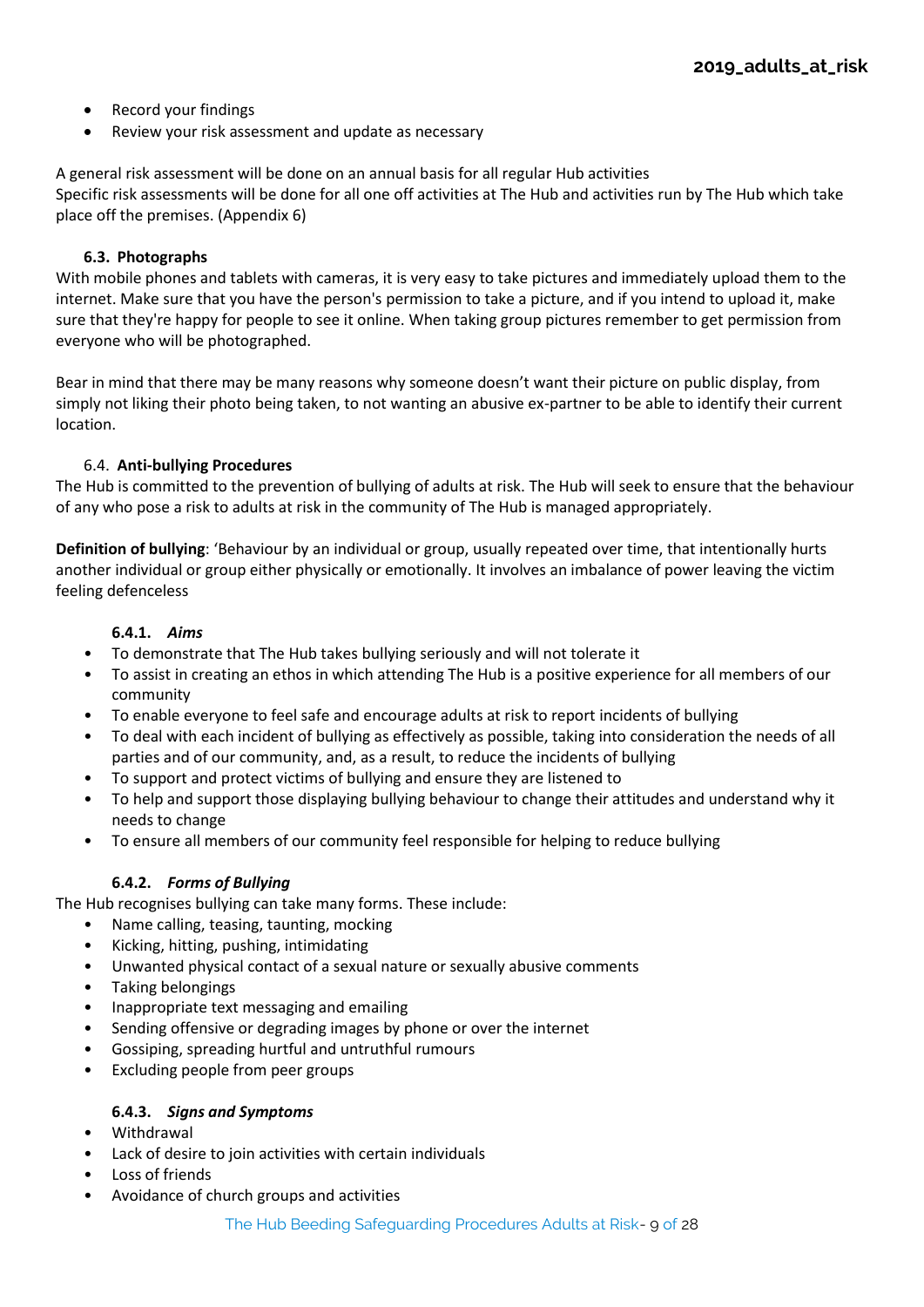- Record your findings
- Review your risk assessment and update as necessary

A general risk assessment will be done on an annual basis for all regular Hub activities
Specific risk assessments will be done for all one off activities at The Hub and activities run by The Hub which take place off the premises. (Appendix 6)

### 6.3. Photographs

With mobile phones and tablets with cameras, it is very easy to take pictures and immediately upload them to the internet. Make sure that you have the person's permission to take a picture, and if you intend to upload it, make sure that they're happy for people to see it online. When taking group pictures remember to get permission from everyone who will be photographed.

Bear in mind that there may be many reasons why someone doesn't want their picture on public display, from simply not liking their photo being taken, to not wanting an abusive ex-partner to be able to identify their current location.

### 6.4. Anti-bullying Procedures

The Hub is committed to the prevention of bullying of adults at risk. The Hub will seek to ensure that the behaviour of any who pose a risk to adults at risk in the community of The Hub is managed appropriately.

**Definition of bullying**: 'Behaviour by an individual or group, usually repeated over time, that intentionally hurts another individual or group either physically or emotionally. It involves an imbalance of power leaving the victim feeling defenceless

#### 6.4.1. *Aims*

- To demonstrate that The Hub takes bullying seriously and will not tolerate it
- To assist in creating an ethos in which attending The Hub is a positive experience for all members of our community
- To enable everyone to feel safe and encourage adults at risk to report incidents of bullying
- To deal with each incident of bullying as effectively as possible, taking into consideration the needs of all parties and of our community, and, as a result, to reduce the incidents of bullying
- To support and protect victims of bullying and ensure they are listened to
- To help and support those displaying bullying behaviour to change their attitudes and understand why it needs to change
- To ensure all members of our community feel responsible for helping to reduce bullying

#### 6.4.2. *Forms of Bullying*

The Hub recognises bullying can take many forms. These include:

- Name calling, teasing, taunting, mocking
- Kicking, hitting, pushing, intimidating
- Unwanted physical contact of a sexual nature or sexually abusive comments
- Taking belongings
- Inappropriate text messaging and emailing
- Sending offensive or degrading images by phone or over the internet
- Gossiping, spreading hurtful and untruthful rumours
- Excluding people from peer groups

#### 6.4.3. *Signs and Symptoms*

- Withdrawal
- Lack of desire to join activities with certain individuals
- Loss of friends
- Avoidance of church groups and activities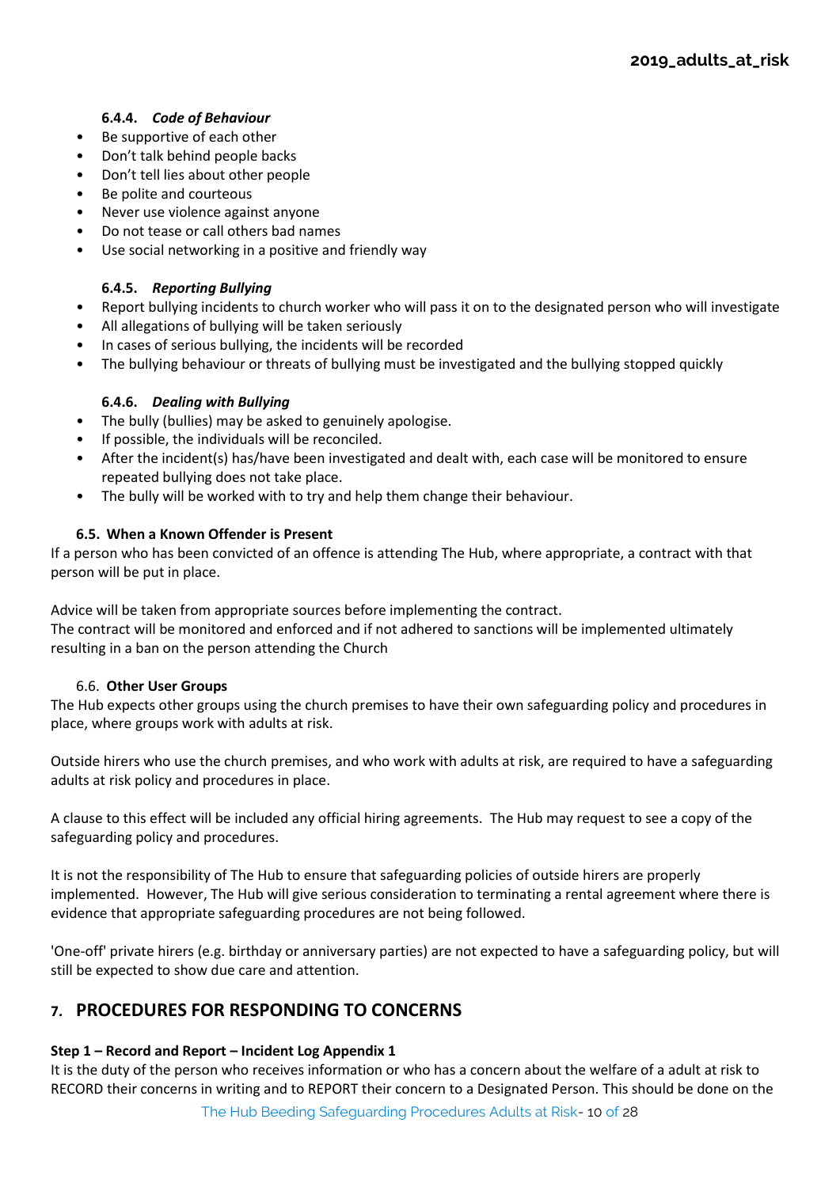#### 6.4.4. *Code of Behaviour*

- Be supportive of each other
- Don't talk behind people backs
- Don't tell lies about other people
- Be polite and courteous
- Never use violence against anyone
- Do not tease or call others bad names
- Use social networking in a positive and friendly way

#### 6.4.5. *Reporting Bullying*

- Report bullying incidents to church worker who will pass it on to the designated person who will investigate
- All allegations of bullying will be taken seriously
- In cases of serious bullying, the incidents will be recorded
- The bullying behaviour or threats of bullying must be investigated and the bullying stopped quickly

#### 6.4.6. *Dealing with Bullying*

- The bully (bullies) may be asked to genuinely apologise.
- If possible, the individuals will be reconciled.
- After the incident(s) has/have been investigated and dealt with, each case will be monitored to ensure repeated bullying does not take place.
- The bully will be worked with to try and help them change their behaviour.

### 6.5. When a Known Offender is Present

If a person who has been convicted of an offence is attending The Hub, where appropriate, a contract with that person will be put in place.

Advice will be taken from appropriate sources before implementing the contract.
The contract will be monitored and enforced and if not adhered to sanctions will be implemented ultimately resulting in a ban on the person attending the Church

### 6.6. Other User Groups

The Hub expects other groups using the church premises to have their own safeguarding policy and procedures in place, where groups work with adults at risk.

Outside hirers who use the church premises, and who work with adults at risk, are required to have a safeguarding adults at risk policy and procedures in place.

A clause to this effect will be included any official hiring agreements. The Hub may request to see a copy of the safeguarding policy and procedures.

It is not the responsibility of The Hub to ensure that safeguarding policies of outside hirers are properly implemented. However, The Hub will give serious consideration to terminating a rental agreement where there is evidence that appropriate safeguarding procedures are not being followed.

'One-off' private hirers (e.g. birthday or anniversary parties) are not expected to have a safeguarding policy, but will still be expected to show due care and attention.

## 7. PROCEDURES FOR RESPONDING TO CONCERNS

**Step 1 – Record and Report – Incident Log Appendix 1**

It is the duty of the person who receives information or who has a concern about the welfare of a adult at risk to RECORD their concerns in writing and to REPORT their concern to a Designated Person. This should be done on the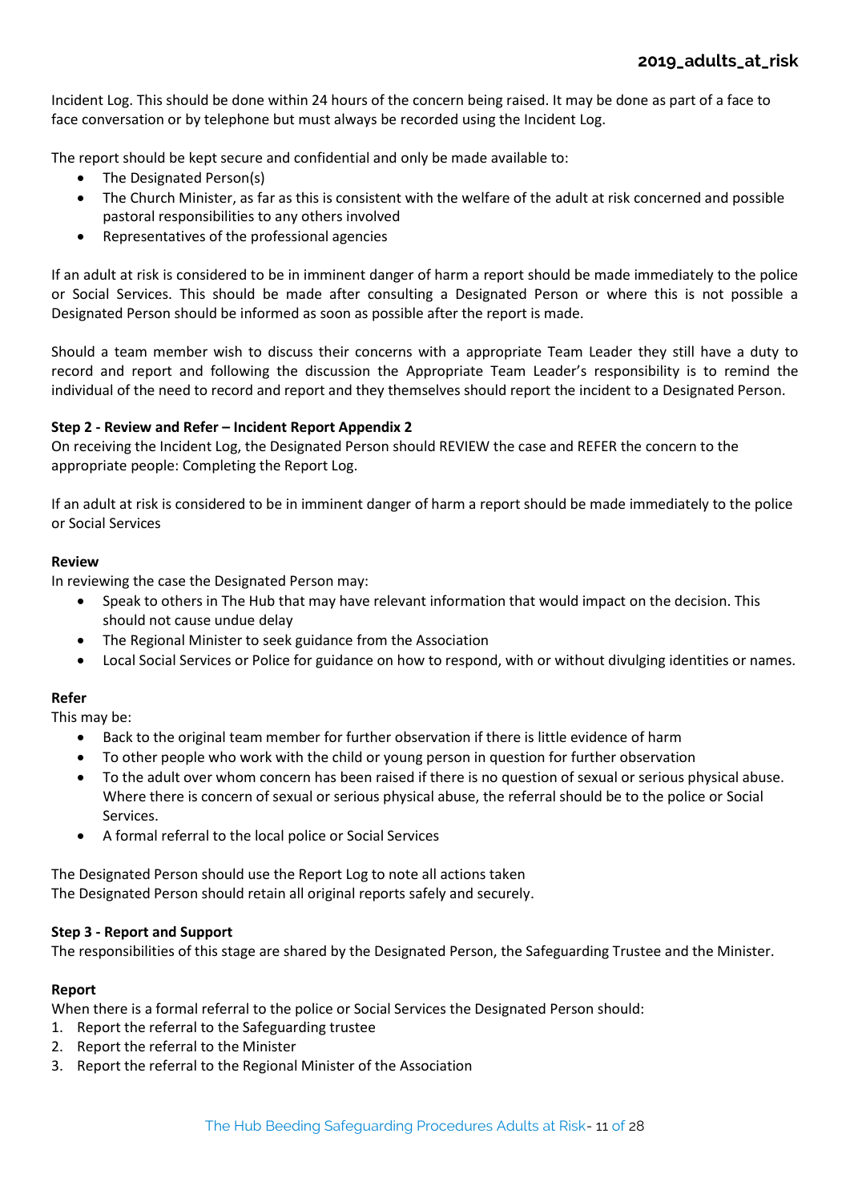Incident Log. This should be done within 24 hours of the concern being raised. It may be done as part of a face to face conversation or by telephone but must always be recorded using the Incident Log.

The report should be kept secure and confidential and only be made available to:

- The Designated Person(s)
- The Church Minister, as far as this is consistent with the welfare of the adult at risk concerned and possible pastoral responsibilities to any others involved
- Representatives of the professional agencies

If an adult at risk is considered to be in imminent danger of harm a report should be made immediately to the police or Social Services. This should be made after consulting a Designated Person or where this is not possible a Designated Person should be informed as soon as possible after the report is made.

Should a team member wish to discuss their concerns with a appropriate Team Leader they still have a duty to record and report and following the discussion the Appropriate Team Leader's responsibility is to remind the individual of the need to record and report and they themselves should report the incident to a Designated Person.

**Step 2 - Review and Refer – Incident Report Appendix 2**

On receiving the Incident Log, the Designated Person should REVIEW the case and REFER the concern to the appropriate people: Completing the Report Log.

If an adult at risk is considered to be in imminent danger of harm a report should be made immediately to the police or Social Services

**Review**

In reviewing the case the Designated Person may:

- Speak to others in The Hub that may have relevant information that would impact on the decision. This should not cause undue delay
- The Regional Minister to seek guidance from the Association
- Local Social Services or Police for guidance on how to respond, with or without divulging identities or names.

**Refer**

This may be:

- Back to the original team member for further observation if there is little evidence of harm
- To other people who work with the child or young person in question for further observation
- To the adult over whom concern has been raised if there is no question of sexual or serious physical abuse. Where there is concern of sexual or serious physical abuse, the referral should be to the police or Social Services.
- A formal referral to the local police or Social Services

The Designated Person should use the Report Log to note all actions taken
The Designated Person should retain all original reports safely and securely.

**Step 3 - Report and Support**

The responsibilities of this stage are shared by the Designated Person, the Safeguarding Trustee and the Minister.

**Report**

When there is a formal referral to the police or Social Services the Designated Person should:

1. Report the referral to the Safeguarding trustee
2. Report the referral to the Minister
3. Report the referral to the Regional Minister of the Association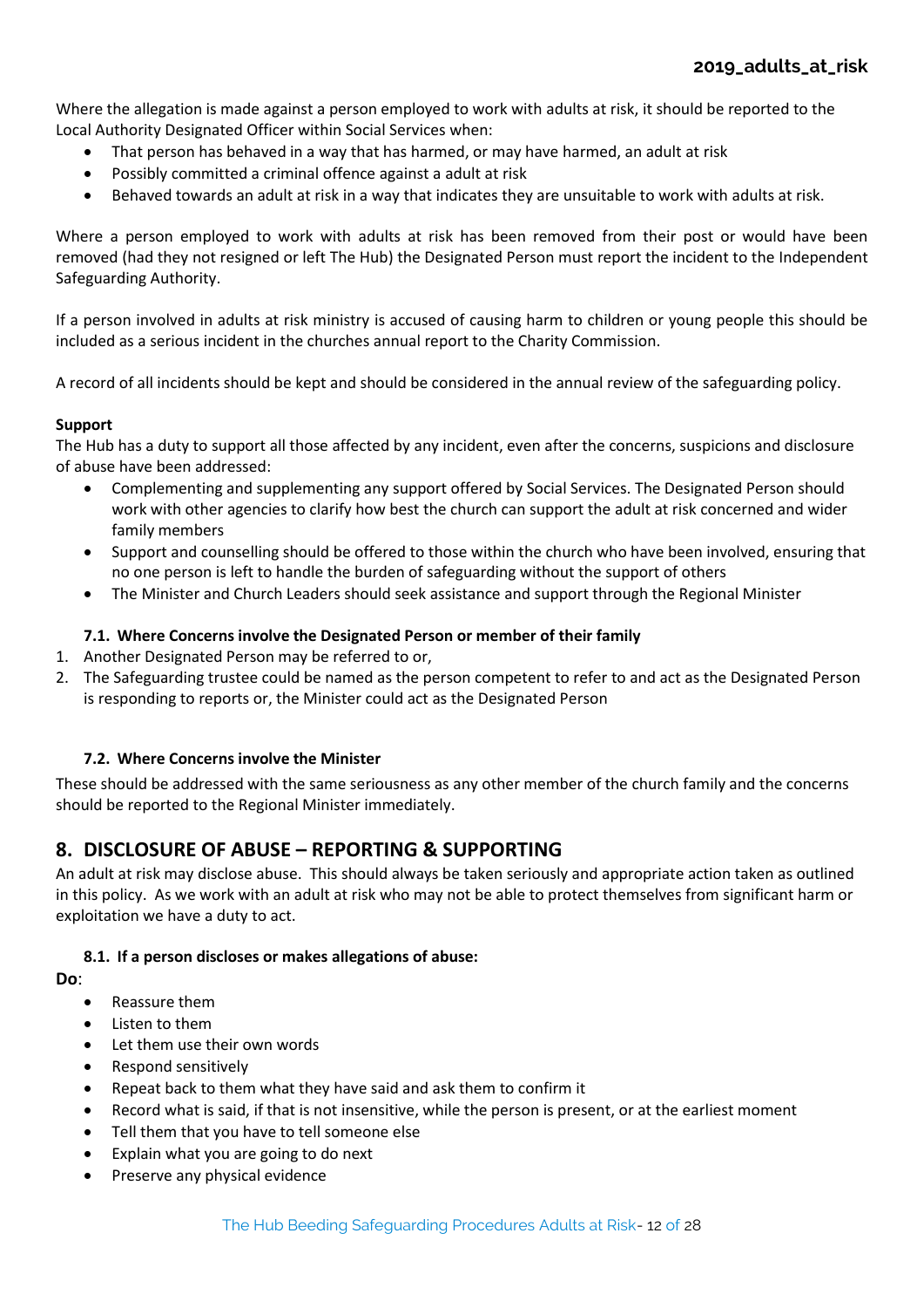Where the allegation is made against a person employed to work with adults at risk, it should be reported to the Local Authority Designated Officer within Social Services when:

- That person has behaved in a way that has harmed, or may have harmed, an adult at risk
- Possibly committed a criminal offence against a adult at risk
- Behaved towards an adult at risk in a way that indicates they are unsuitable to work with adults at risk.

Where a person employed to work with adults at risk has been removed from their post or would have been removed (had they not resigned or left The Hub) the Designated Person must report the incident to the Independent Safeguarding Authority.

If a person involved in adults at risk ministry is accused of causing harm to children or young people this should be included as a serious incident in the churches annual report to the Charity Commission.

A record of all incidents should be kept and should be considered in the annual review of the safeguarding policy.

**Support**

The Hub has a duty to support all those affected by any incident, even after the concerns, suspicions and disclosure of abuse have been addressed:

- Complementing and supplementing any support offered by Social Services. The Designated Person should work with other agencies to clarify how best the church can support the adult at risk concerned and wider family members
- Support and counselling should be offered to those within the church who have been involved, ensuring that no one person is left to handle the burden of safeguarding without the support of others
- The Minister and Church Leaders should seek assistance and support through the Regional Minister

### 7.1. Where Concerns involve the Designated Person or member of their family

1. Another Designated Person may be referred to or,
2. The Safeguarding trustee could be named as the person competent to refer to and act as the Designated Person is responding to reports or, the Minister could act as the Designated Person

### 7.2. Where Concerns involve the Minister

These should be addressed with the same seriousness as any other member of the church family and the concerns should be reported to the Regional Minister immediately.

## 8. DISCLOSURE OF ABUSE – REPORTING & SUPPORTING

An adult at risk may disclose abuse. This should always be taken seriously and appropriate action taken as outlined in this policy. As we work with an adult at risk who may not be able to protect themselves from significant harm or exploitation we have a duty to act.

### 8.1. If a person discloses or makes allegations of abuse:

**Do**:

- Reassure them
- Listen to them
- Let them use their own words
- Respond sensitively
- Repeat back to them what they have said and ask them to confirm it
- Record what is said, if that is not insensitive, while the person is present, or at the earliest moment
- Tell them that you have to tell someone else
- Explain what you are going to do next
- Preserve any physical evidence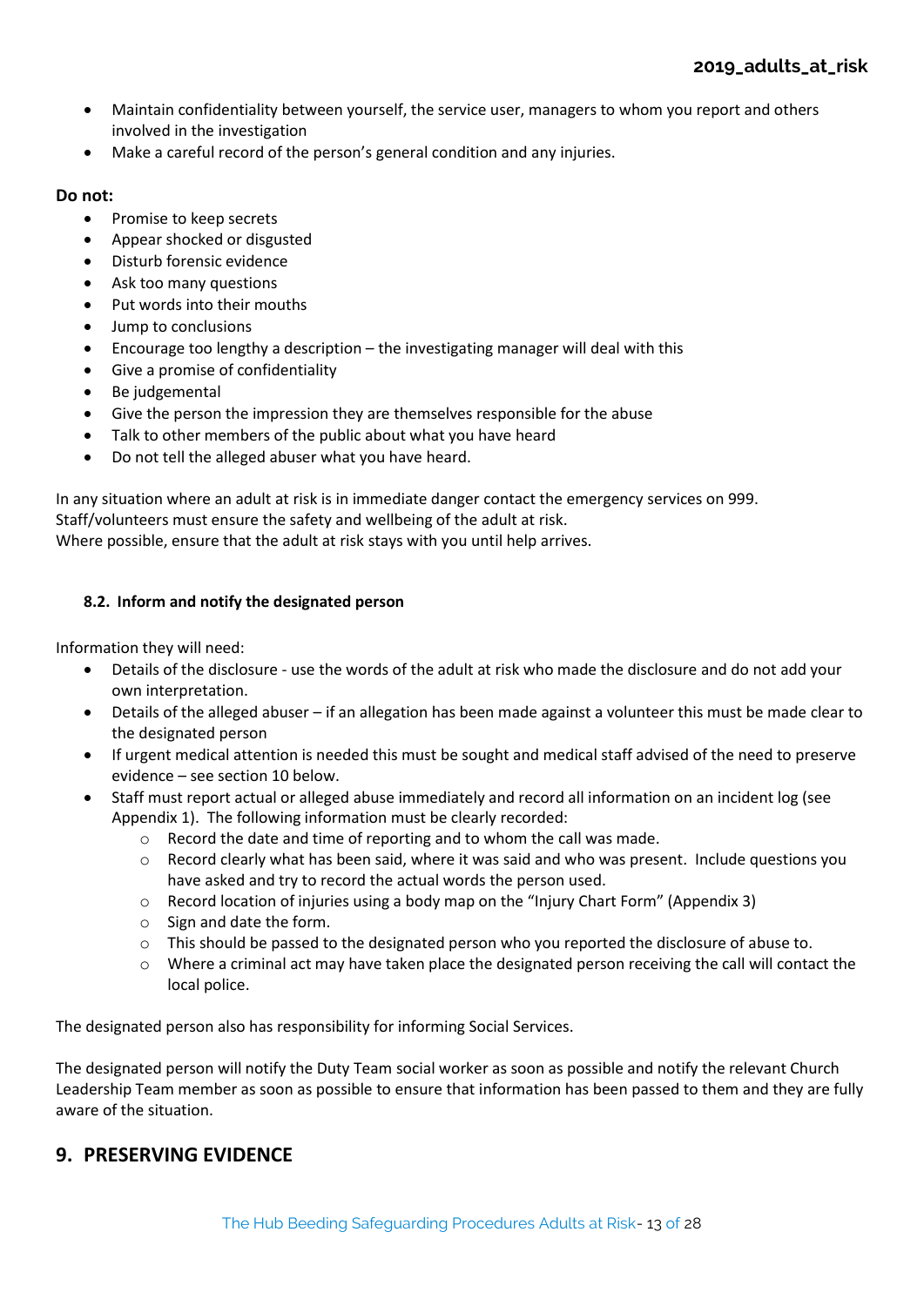- Maintain confidentiality between yourself, the service user, managers to whom you report and others involved in the investigation
- Make a careful record of the person's general condition and any injuries.

**Do not:**

- Promise to keep secrets
- Appear shocked or disgusted
- Disturb forensic evidence
- Ask too many questions
- Put words into their mouths
- Jump to conclusions
- Encourage too lengthy a description – the investigating manager will deal with this
- Give a promise of confidentiality
- Be judgemental
- Give the person the impression they are themselves responsible for the abuse
- Talk to other members of the public about what you have heard
- Do not tell the alleged abuser what you have heard.

In any situation where an adult at risk is in immediate danger contact the emergency services on 999.
Staff/volunteers must ensure the safety and wellbeing of the adult at risk.
Where possible, ensure that the adult at risk stays with you until help arrives.

### 8.2. Inform and notify the designated person

Information they will need:

- Details of the disclosure - use the words of the adult at risk who made the disclosure and do not add your own interpretation.
- Details of the alleged abuser – if an allegation has been made against a volunteer this must be made clear to the designated person
- If urgent medical attention is needed this must be sought and medical staff advised of the need to preserve evidence – see section 10 below.
- Staff must report actual or alleged abuse immediately and record all information on an incident log (see Appendix 1). The following information must be clearly recorded:
    - Record the date and time of reporting and to whom the call was made.
    - Record clearly what has been said, where it was said and who was present. Include questions you have asked and try to record the actual words the person used.
    - Record location of injuries using a body map on the "Injury Chart Form" (Appendix 3)
    - Sign and date the form.
    - This should be passed to the designated person who you reported the disclosure of abuse to.
    - Where a criminal act may have taken place the designated person receiving the call will contact the local police.

The designated person also has responsibility for informing Social Services.

The designated person will notify the Duty Team social worker as soon as possible and notify the relevant Church Leadership Team member as soon as possible to ensure that information has been passed to them and they are fully aware of the situation.

## 9. PRESERVING EVIDENCE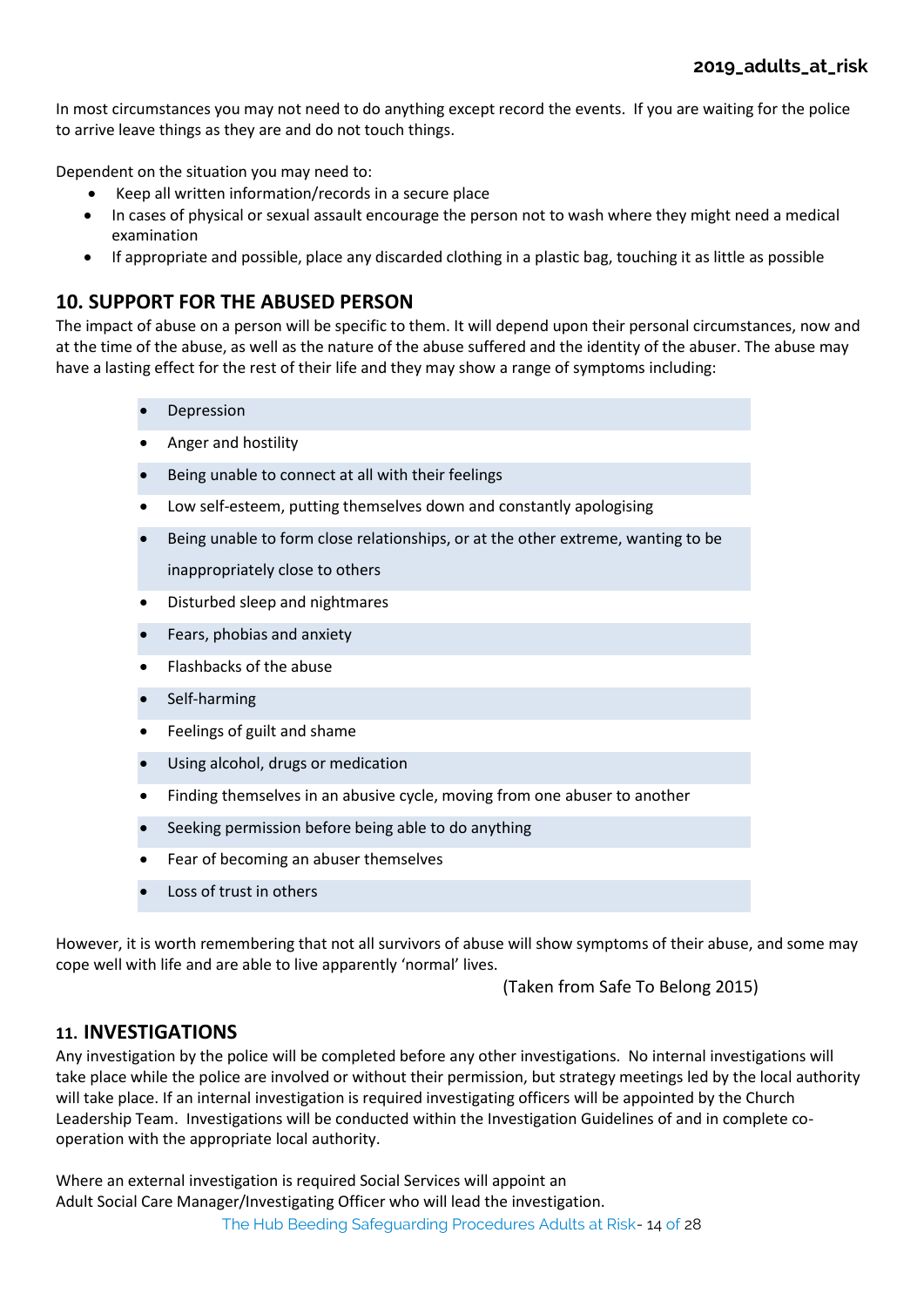In most circumstances you may not need to do anything except record the events. If you are waiting for the police to arrive leave things as they are and do not touch things.

Dependent on the situation you may need to:

- Keep all written information/records in a secure place
- In cases of physical or sexual assault encourage the person not to wash where they might need a medical examination
- If appropriate and possible, place any discarded clothing in a plastic bag, touching it as little as possible

## 10. SUPPORT FOR THE ABUSED PERSON

The impact of abuse on a person will be specific to them. It will depend upon their personal circumstances, now and at the time of the abuse, as well as the nature of the abuse suffered and the identity of the abuser. The abuse may have a lasting effect for the rest of their life and they may show a range of symptoms including:

- Depression
- Anger and hostility
- Being unable to connect at all with their feelings
- Low self-esteem, putting themselves down and constantly apologising
- Being unable to form close relationships, or at the other extreme, wanting to be inappropriately close to others
- Disturbed sleep and nightmares
- Fears, phobias and anxiety
- Flashbacks of the abuse
- Self-harming
- Feelings of guilt and shame
- Using alcohol, drugs or medication
- Finding themselves in an abusive cycle, moving from one abuser to another
- Seeking permission before being able to do anything
- Fear of becoming an abuser themselves
- Loss of trust in others

However, it is worth remembering that not all survivors of abuse will show symptoms of their abuse, and some may cope well with life and are able to live apparently 'normal' lives.

(Taken from Safe To Belong 2015)

## 11. INVESTIGATIONS

Any investigation by the police will be completed before any other investigations. No internal investigations will take place while the police are involved or without their permission, but strategy meetings led by the local authority will take place. If an internal investigation is required investigating officers will be appointed by the Church Leadership Team. Investigations will be conducted within the Investigation Guidelines of and in complete co-operation with the appropriate local authority.

Where an external investigation is required Social Services will appoint an Adult Social Care Manager/Investigating Officer who will lead the investigation.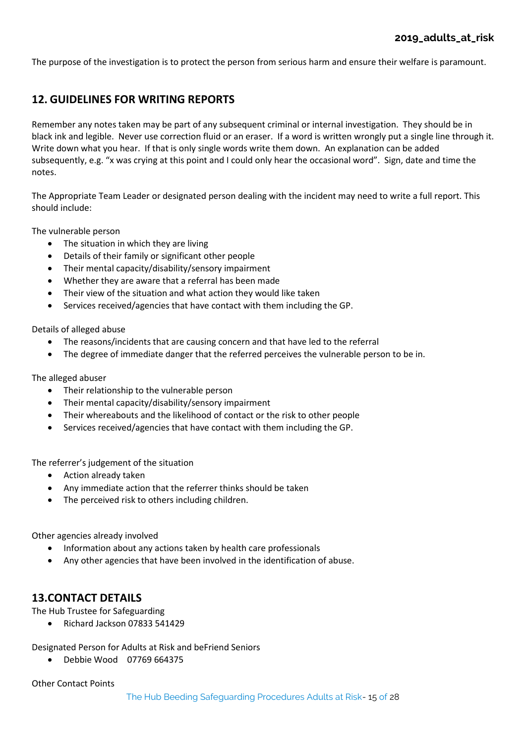The purpose of the investigation is to protect the person from serious harm and ensure their welfare is paramount.

## 12. GUIDELINES FOR WRITING REPORTS

Remember any notes taken may be part of any subsequent criminal or internal investigation. They should be in black ink and legible. Never use correction fluid or an eraser. If a word is written wrongly put a single line through it. Write down what you hear. If that is only single words write them down. An explanation can be added subsequently, e.g. "x was crying at this point and I could only hear the occasional word". Sign, date and time the notes.

The Appropriate Team Leader or designated person dealing with the incident may need to write a full report. This should include:

The vulnerable person

- The situation in which they are living
- Details of their family or significant other people
- Their mental capacity/disability/sensory impairment
- Whether they are aware that a referral has been made
- Their view of the situation and what action they would like taken
- Services received/agencies that have contact with them including the GP.

Details of alleged abuse

- The reasons/incidents that are causing concern and that have led to the referral
- The degree of immediate danger that the referred perceives the vulnerable person to be in.

The alleged abuser

- Their relationship to the vulnerable person
- Their mental capacity/disability/sensory impairment
- Their whereabouts and the likelihood of contact or the risk to other people
- Services received/agencies that have contact with them including the GP.

The referrer's judgement of the situation

- Action already taken
- Any immediate action that the referrer thinks should be taken
- The perceived risk to others including children.

Other agencies already involved

- Information about any actions taken by health care professionals
- Any other agencies that have been involved in the identification of abuse.

## 13.CONTACT DETAILS

The Hub Trustee for Safeguarding

- Richard Jackson 07833 541429

Designated Person for Adults at Risk and beFriend Seniors

- Debbie Wood 07769 664375

Other Contact Points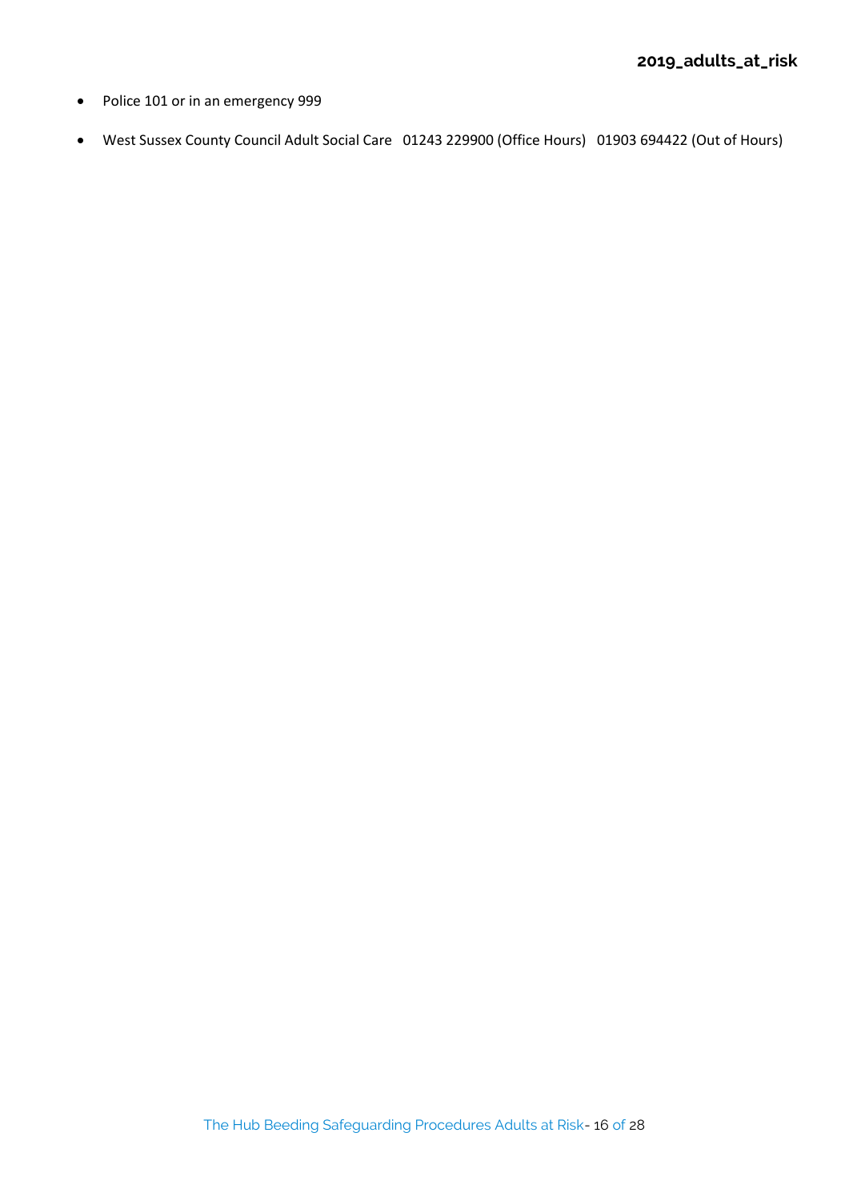- Police 101 or in an emergency 999
- West Sussex County Council Adult Social Care   01243 229900 (Office Hours)   01903 694422 (Out of Hours)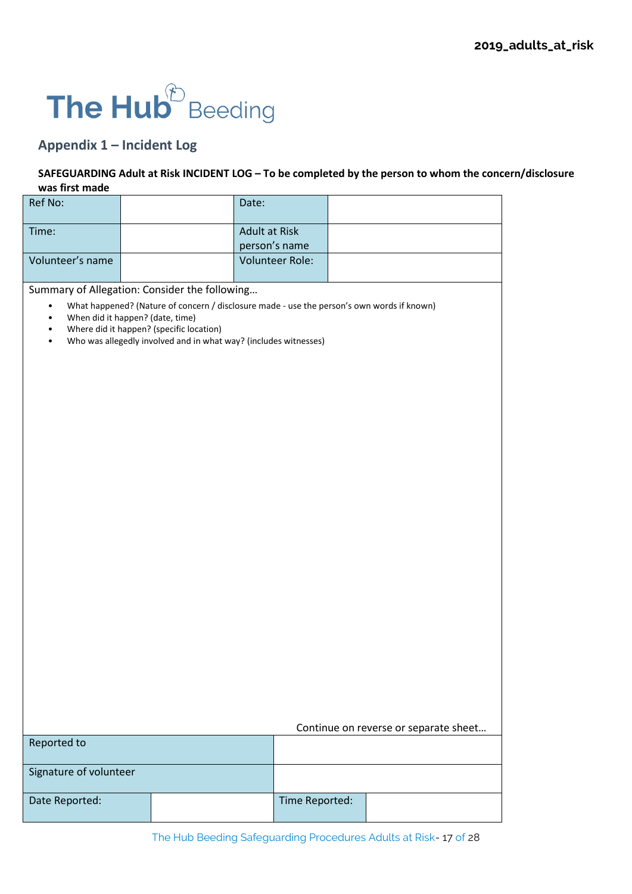The Hub Beeding

## Appendix 1 – Incident Log

**SAFEGUARDING Adult at Risk INCIDENT LOG – To be completed by the person to whom the concern/disclosure was first made**

| Ref No: | | Date: | |
|---|---|---|---|
| Time: | | Adult at Risk person's name | |
| Volunteer's name | | Volunteer Role: | |

Summary of Allegation: Consider the following…

- What happened? (Nature of concern / disclosure made - use the person's own words if known)
- When did it happen? (date, time)
- Where did it happen? (specific location)
- Who was allegedly involved and in what way? (includes witnesses)

Continue on reverse or separate sheet…

| Reported to | | | |
|---|---|---|---|
| Signature of volunteer | | | |
| Date Reported: | | Time Reported: | |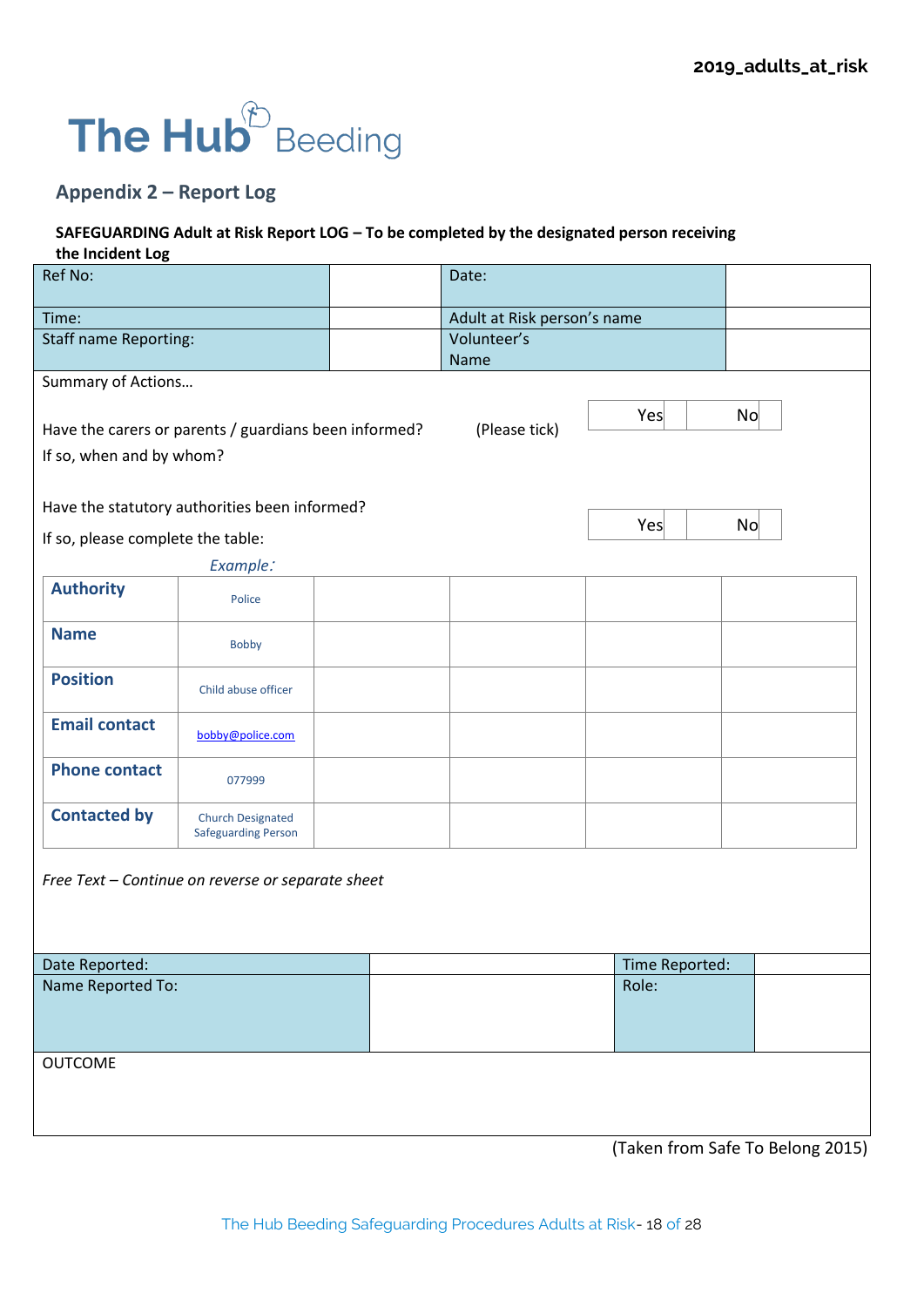# The Hub Beeding

## Appendix 2 – Report Log

**SAFEGUARDING Adult at Risk Report LOG – To be completed by the designated person receiving the Incident Log**

| Ref No: | | Date: | |
|---|---|---|---|
| Time: | | Adult at Risk person's name | |
| Staff name Reporting: | | Volunteer's Name | |

Summary of Actions…

Have the carers or parents / guardians been informed? (Please tick) | Yes | No |

If so, when and by whom?

Have the statutory authorities been informed? | Yes | No |

If so, please complete the table:

| | *Example:* | | | | |
|---|---|---|---|---|---|
| **Authority** | Police | | | | |
| **Name** | Bobby | | | | |
| **Position** | Child abuse officer | | | | |
| **Email contact** | bobby@police.com | | | | |
| **Phone contact** | 077999 | | | | |
| **Contacted by** | Church Designated Safeguarding Person | | | | |

*Free Text – Continue on reverse or separate sheet*

| Date Reported: | | Time Reported: | |
|---|---|---|---|
| Name Reported To: | | Role: | |

OUTCOME

(Taken from Safe To Belong 2015)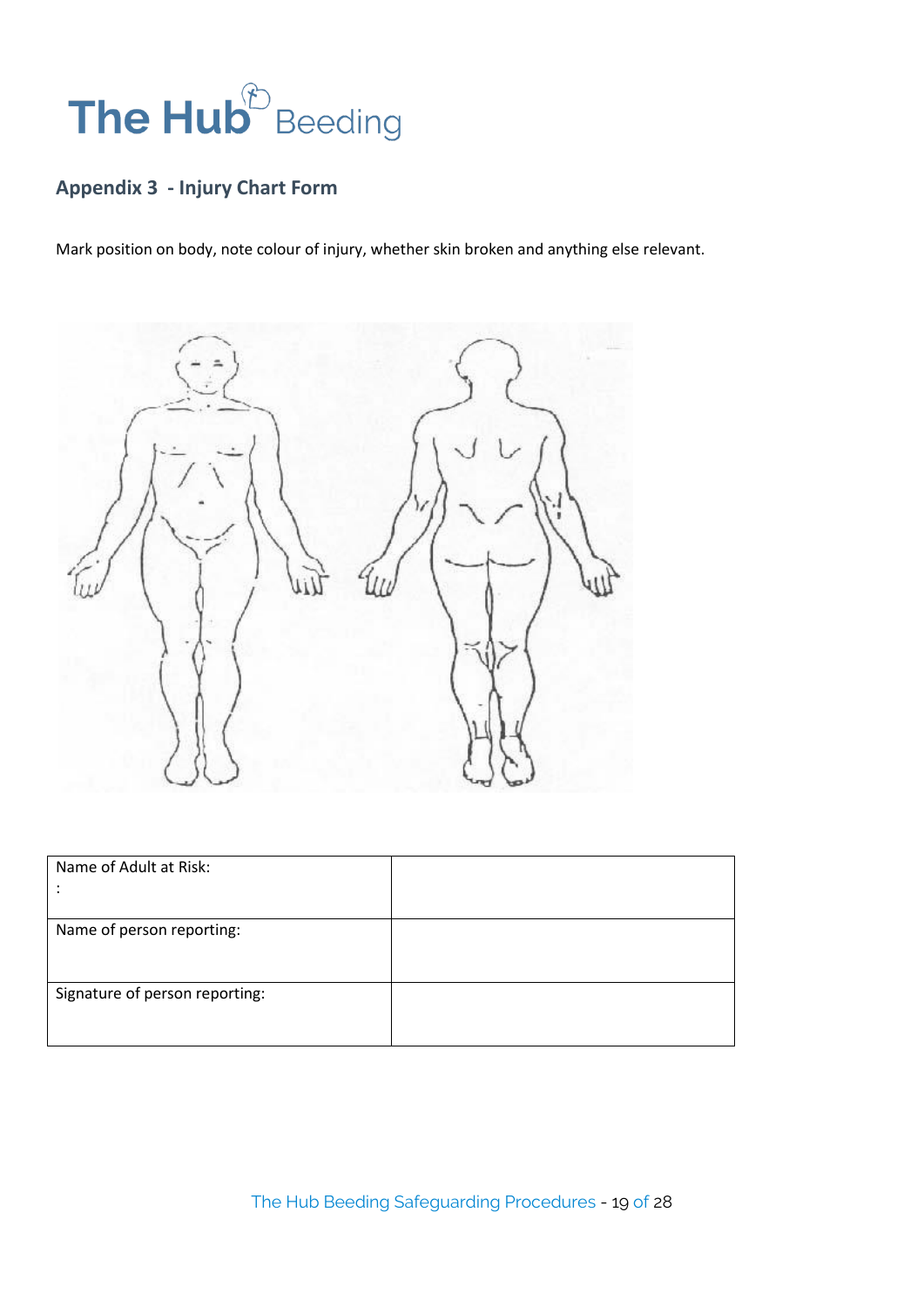The Hub Beeding

## Appendix 3 - Injury Chart Form

Mark position on body, note colour of injury, whether skin broken and anything else relevant.

| Name of Adult at Risk:<br>: | |
|---|---|
| Name of person reporting: | |
| Signature of person reporting: | |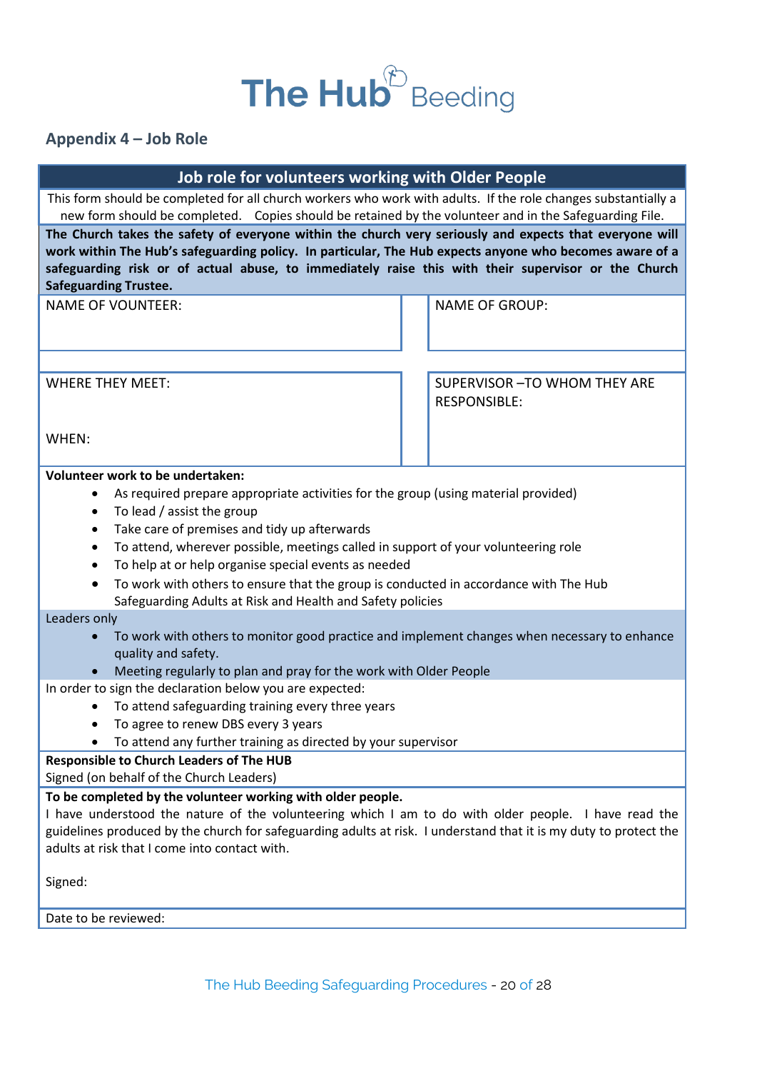The Hub Beeding

## Appendix 4 – Job Role

| Job role for volunteers working with Older People | | |
|---|---|---|
| This form should be completed for all church workers who work with adults. If the role changes substantially a new form should be completed. Copies should be retained by the volunteer and in the Safeguarding File. | | |
| **The Church takes the safety of everyone within the church very seriously and expects that everyone will work within The Hub's safeguarding policy. In particular, The Hub expects anyone who becomes aware of a safeguarding risk or of actual abuse, to immediately raise this with their supervisor or the Church Safeguarding Trustee.** | | |
| NAME OF VOUNTEER: | | NAME OF GROUP: |
| | | |
| WHERE THEY MEET:<br><br>WHEN: | | SUPERVISOR –TO WHOM THEY ARE RESPONSIBLE: |

**Volunteer work to be undertaken:**

- As required prepare appropriate activities for the group (using material provided)
- To lead / assist the group
- Take care of premises and tidy up afterwards
- To attend, wherever possible, meetings called in support of your volunteering role
- To help at or help organise special events as needed
- To work with others to ensure that the group is conducted in accordance with The Hub Safeguarding Adults at Risk and Health and Safety policies

Leaders only

- To work with others to monitor good practice and implement changes when necessary to enhance quality and safety.
- Meeting regularly to plan and pray for the work with Older People

In order to sign the declaration below you are expected:

- To attend safeguarding training every three years
- To agree to renew DBS every 3 years
- To attend any further training as directed by your supervisor

**Responsible to Church Leaders of The HUB**

Signed (on behalf of the Church Leaders)

**To be completed by the volunteer working with older people.**

I have understood the nature of the volunteering which I am to do with older people. I have read the guidelines produced by the church for safeguarding adults at risk. I understand that it is my duty to protect the adults at risk that I come into contact with.

Signed:

Date to be reviewed: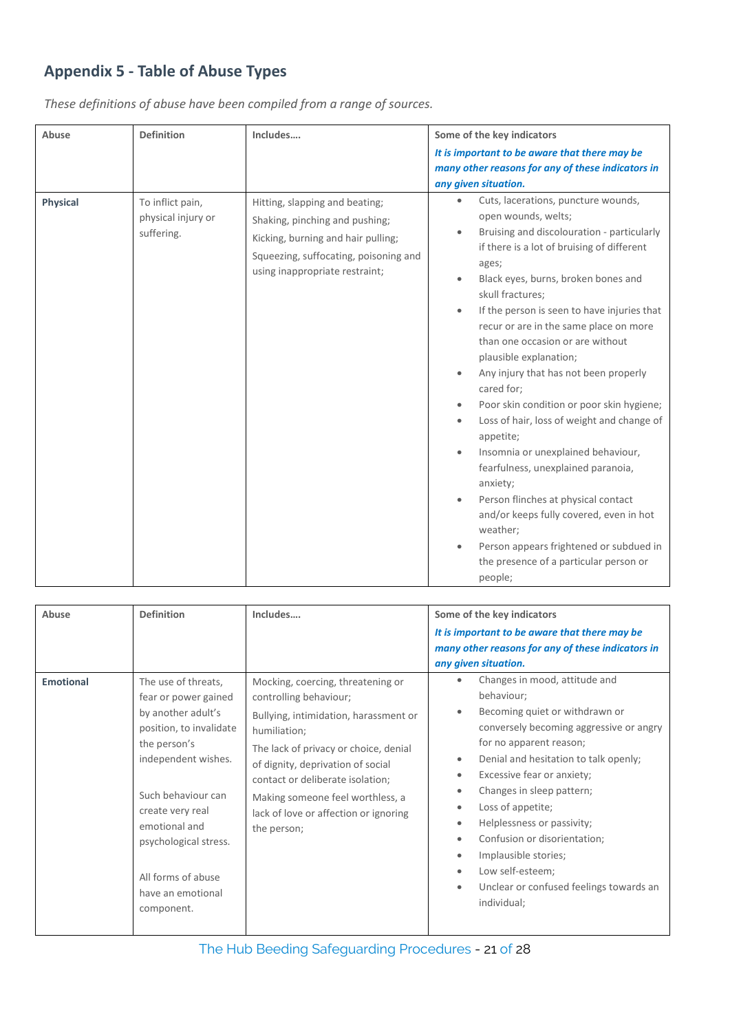## Appendix 5 - Table of Abuse Types

*These definitions of abuse have been compiled from a range of sources.*

| Abuse | Definition | Includes…. | Some of the key indicators<br>***It is important to be aware that there may be many other reasons for any of these indicators in any given situation.*** |
|---|---|---|---|
| **Physical** | To inflict pain, physical injury or suffering. | Hitting, slapping and beating;<br>Shaking, pinching and pushing;<br>Kicking, burning and hair pulling;<br>Squeezing, suffocating, poisoning and using inappropriate restraint; | • Cuts, lacerations, puncture wounds, open wounds, welts;<br>• Bruising and discolouration - particularly if there is a lot of bruising of different ages;<br>• Black eyes, burns, broken bones and skull fractures;<br>• If the person is seen to have injuries that recur or are in the same place on more than one occasion or are without plausible explanation;<br>• Any injury that has not been properly cared for;<br>• Poor skin condition or poor skin hygiene;<br>• Loss of hair, loss of weight and change of appetite;<br>• Insomnia or unexplained behaviour, fearfulness, unexplained paranoia, anxiety;<br>• Person flinches at physical contact and/or keeps fully covered, even in hot weather;<br>• Person appears frightened or subdued in the presence of a particular person or people; |

| Abuse | Definition | Includes…. | Some of the key indicators<br>***It is important to be aware that there may be many other reasons for any of these indicators in any given situation.*** |
|---|---|---|---|
| **Emotional** | The use of threats, fear or power gained by another adult's position, to invalidate the person's independent wishes.<br><br>Such behaviour can create very real emotional and psychological stress.<br><br>All forms of abuse have an emotional component. | Mocking, coercing, threatening or controlling behaviour;<br>Bullying, intimidation, harassment or humiliation;<br>The lack of privacy or choice, denial of dignity, deprivation of social contact or deliberate isolation;<br>Making someone feel worthless, a lack of love or affection or ignoring the person; | • Changes in mood, attitude and behaviour;<br>• Becoming quiet or withdrawn or conversely becoming aggressive or angry for no apparent reason;<br>• Denial and hesitation to talk openly;<br>• Excessive fear or anxiety;<br>• Changes in sleep pattern;<br>• Loss of appetite;<br>• Helplessness or passivity;<br>• Confusion or disorientation;<br>• Implausible stories;<br>• Low self-esteem;<br>• Unclear or confused feelings towards an individual; |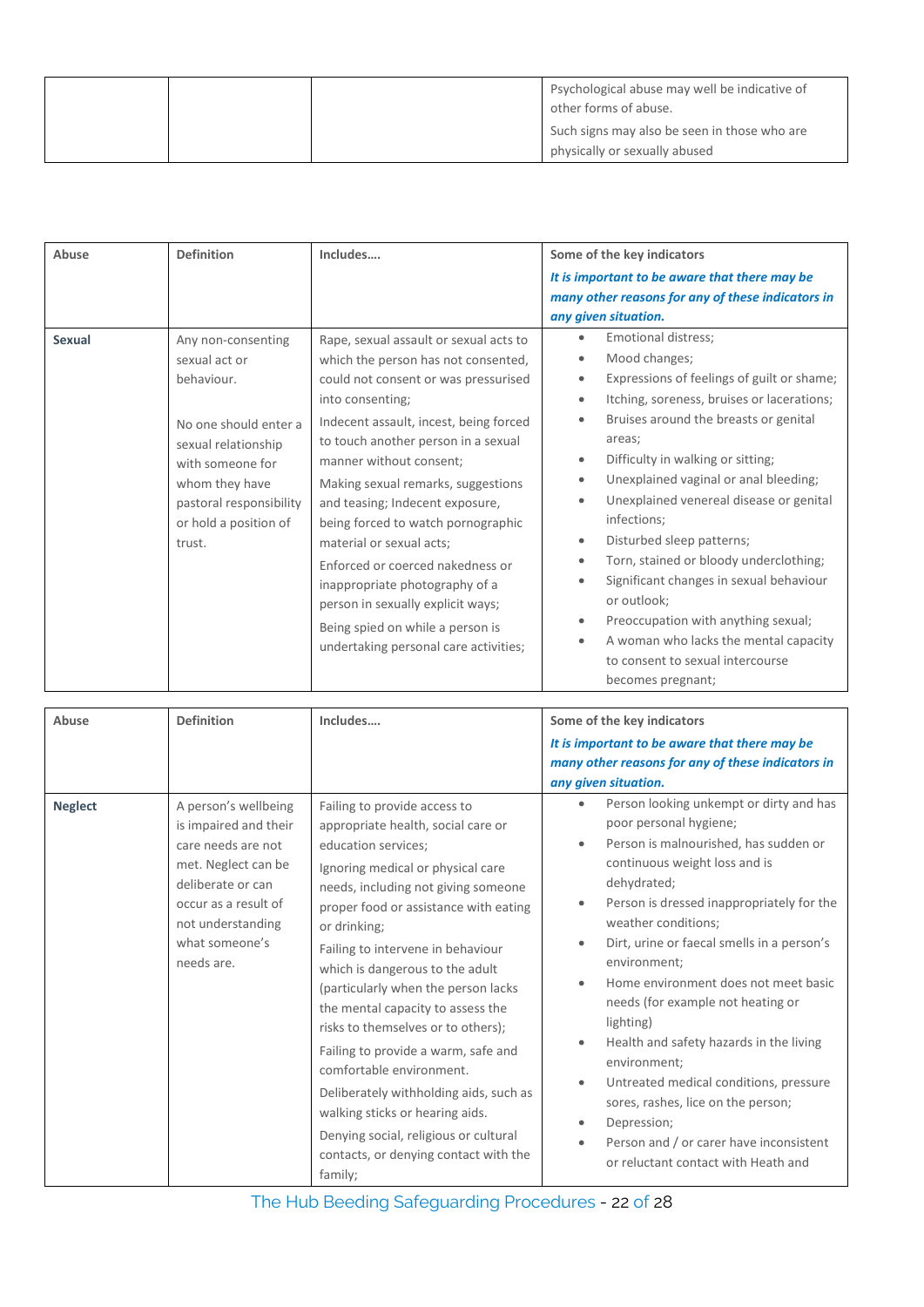| | | | Psychological abuse may well be indicative of other forms of abuse.<br>Such signs may also be seen in those who are physically or sexually abused |
|---|---|---|---|

| Abuse | Definition | Includes…. | Some of the key indicators<br>***It is important to be aware that there may be many other reasons for any of these indicators in any given situation.*** |
|---|---|---|---|
| **Sexual** | Any non-consenting sexual act or behaviour.<br><br>No one should enter a sexual relationship with someone for whom they have pastoral responsibility or hold a position of trust. | Rape, sexual assault or sexual acts to which the person has not consented, could not consent or was pressurised into consenting;<br>Indecent assault, incest, being forced to touch another person in a sexual manner without consent;<br>Making sexual remarks, suggestions and teasing; Indecent exposure, being forced to watch pornographic material or sexual acts;<br>Enforced or coerced nakedness or inappropriate photography of a person in sexually explicit ways;<br>Being spied on while a person is undertaking personal care activities; | • Emotional distress;<br>• Mood changes;<br>• Expressions of feelings of guilt or shame;<br>• Itching, soreness, bruises or lacerations;<br>• Bruises around the breasts or genital areas;<br>• Difficulty in walking or sitting;<br>• Unexplained vaginal or anal bleeding;<br>• Unexplained venereal disease or genital infections;<br>• Disturbed sleep patterns;<br>• Torn, stained or bloody underclothing;<br>• Significant changes in sexual behaviour or outlook;<br>• Preoccupation with anything sexual;<br>• A woman who lacks the mental capacity to consent to sexual intercourse becomes pregnant; |

| Abuse | Definition | Includes…. | Some of the key indicators<br>***It is important to be aware that there may be many other reasons for any of these indicators in any given situation.*** |
|---|---|---|---|
| **Neglect** | A person's wellbeing is impaired and their care needs are not met. Neglect can be deliberate or can occur as a result of not understanding what someone's needs are. | Failing to provide access to appropriate health, social care or education services;<br>Ignoring medical or physical care needs, including not giving someone proper food or assistance with eating or drinking;<br>Failing to intervene in behaviour which is dangerous to the adult (particularly when the person lacks the mental capacity to assess the risks to themselves or to others);<br>Failing to provide a warm, safe and comfortable environment.<br>Deliberately withholding aids, such as walking sticks or hearing aids.<br>Denying social, religious or cultural contacts, or denying contact with the family; | • Person looking unkempt or dirty and has poor personal hygiene;<br>• Person is malnourished, has sudden or continuous weight loss and is dehydrated;<br>• Person is dressed inappropriately for the weather conditions;<br>• Dirt, urine or faecal smells in a person's environment;<br>• Home environment does not meet basic needs (for example not heating or lighting)<br>• Health and safety hazards in the living environment;<br>• Untreated medical conditions, pressure sores, rashes, lice on the person;<br>• Depression;<br>• Person and / or carer have inconsistent or reluctant contact with Heath and |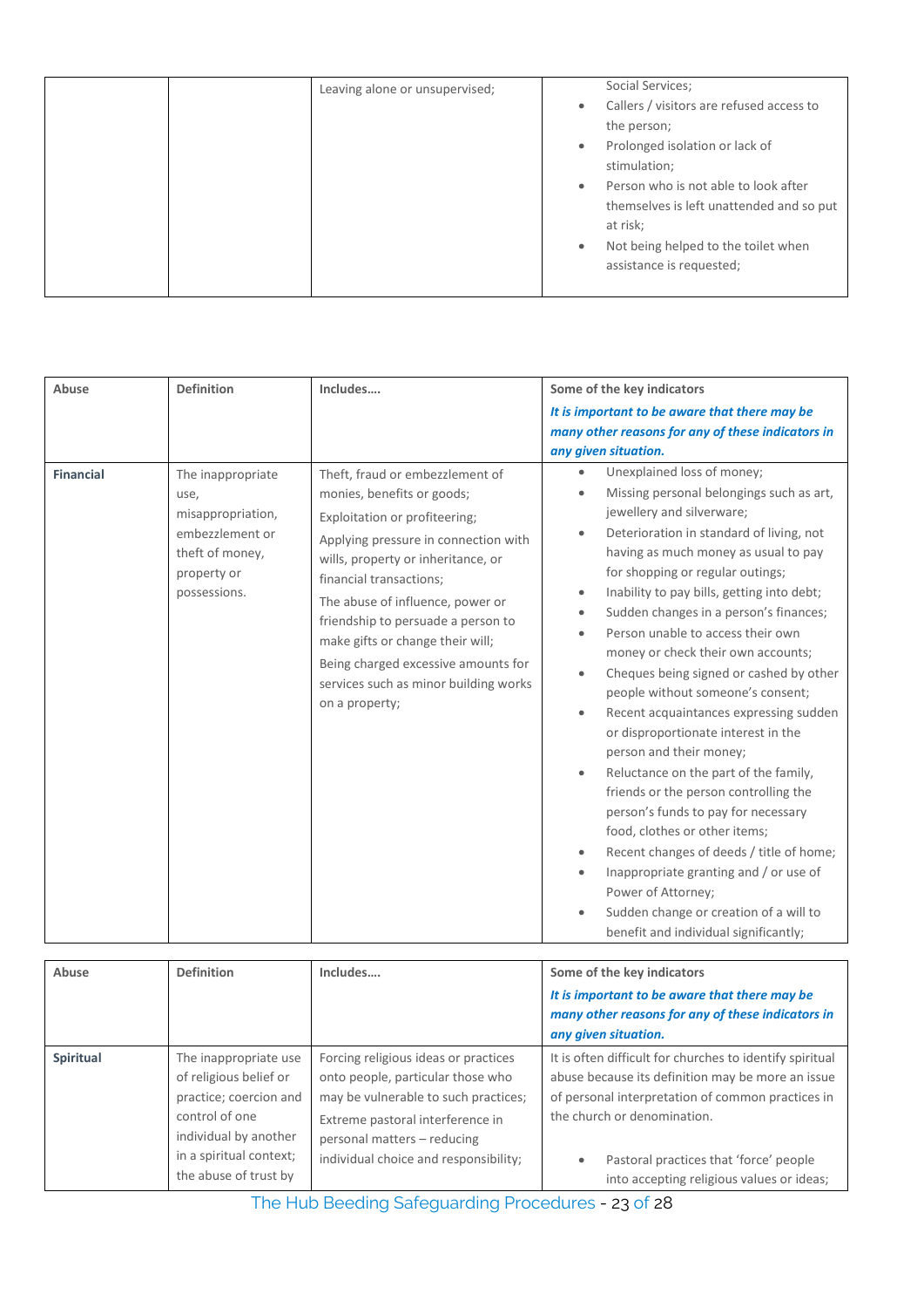| | | Leaving alone or unsupervised; | Social Services;<br>• Callers / visitors are refused access to the person;<br>• Prolonged isolation or lack of stimulation;<br>• Person who is not able to look after themselves is left unattended and so put at risk;<br>• Not being helped to the toilet when assistance is requested; |
|---|---|---|---|

| Abuse | Definition | Includes…. | Some of the key indicators<br>***It is important to be aware that there may be many other reasons for any of these indicators in any given situation.*** |
|---|---|---|---|
| **Financial** | The inappropriate use, misappropriation, embezzlement or theft of money, property or possessions. | Theft, fraud or embezzlement of monies, benefits or goods;<br>Exploitation or profiteering;<br>Applying pressure in connection with wills, property or inheritance, or financial transactions;<br>The abuse of influence, power or friendship to persuade a person to make gifts or change their will;<br>Being charged excessive amounts for services such as minor building works on a property; | • Unexplained loss of money;<br>• Missing personal belongings such as art, jewellery and silverware;<br>• Deterioration in standard of living, not having as much money as usual to pay for shopping or regular outings;<br>• Inability to pay bills, getting into debt;<br>• Sudden changes in a person's finances;<br>• Person unable to access their own money or check their own accounts;<br>• Cheques being signed or cashed by other people without someone's consent;<br>• Recent acquaintances expressing sudden or disproportionate interest in the person and their money;<br>• Reluctance on the part of the family, friends or the person controlling the person's funds to pay for necessary food, clothes or other items;<br>• Recent changes of deeds / title of home;<br>• Inappropriate granting and / or use of Power of Attorney;<br>• Sudden change or creation of a will to benefit and individual significantly; |

| Abuse | Definition | Includes…. | Some of the key indicators<br>***It is important to be aware that there may be many other reasons for any of these indicators in any given situation.*** |
|---|---|---|---|
| **Spiritual** | The inappropriate use of religious belief or practice; coercion and control of one individual by another in a spiritual context; the abuse of trust by | Forcing religious ideas or practices onto people, particular those who may be vulnerable to such practices;<br>Extreme pastoral interference in personal matters – reducing individual choice and responsibility; | It is often difficult for churches to identify spiritual abuse because its definition may be more an issue of personal interpretation of common practices in the church or denomination.<br>• Pastoral practices that 'force' people into accepting religious values or ideas; |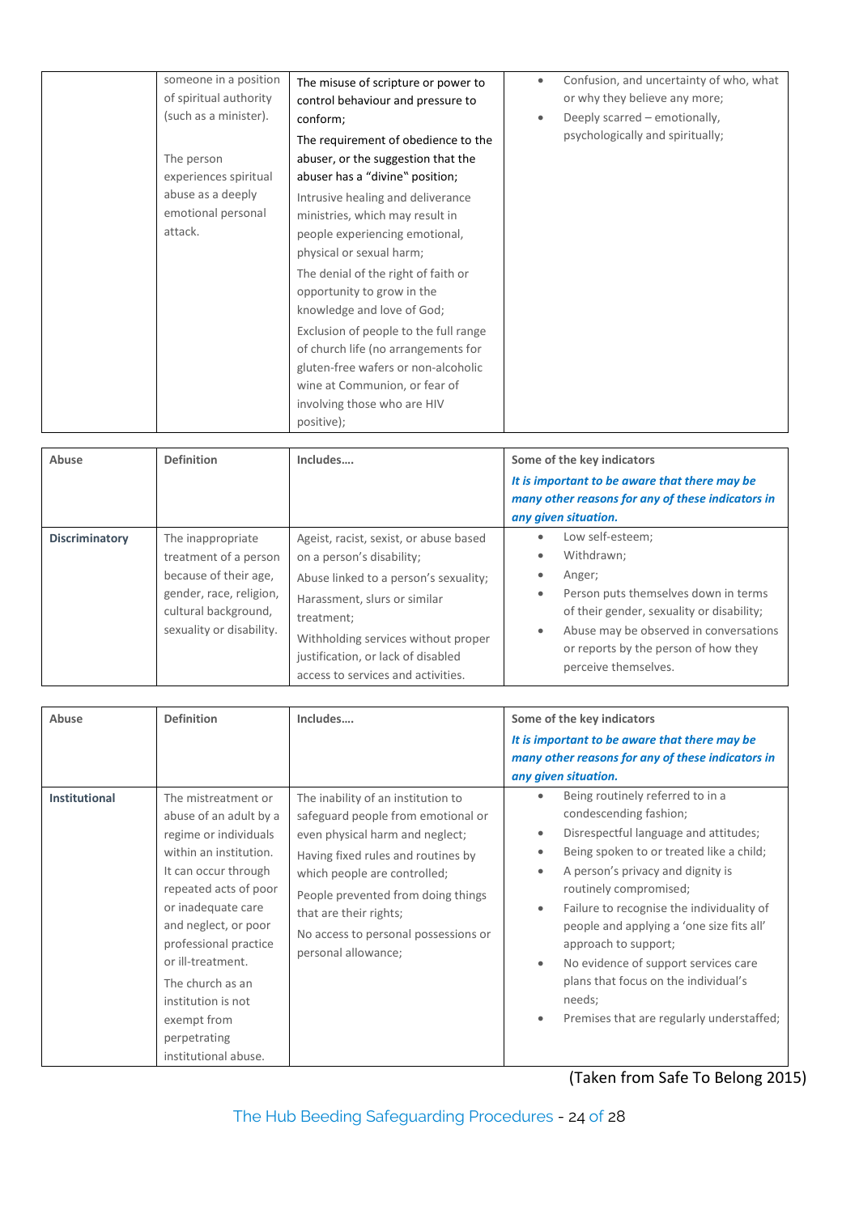| | | | |
|---|---|---|---|
| | someone in a position of spiritual authority (such as a minister). The person experiences spiritual abuse as a deeply emotional personal attack. | The misuse of scripture or power to control behaviour and pressure to conform; The requirement of obedience to the abuser, or the suggestion that the abuser has a "divine" position; Intrusive healing and deliverance ministries, which may result in people experiencing emotional, physical or sexual harm; The denial of the right of faith or opportunity to grow in the knowledge and love of God; Exclusion of people to the full range of church life (no arrangements for gluten-free wafers or non-alcoholic wine at Communion, or fear of involving those who are HIV positive); | • Confusion, and uncertainty of who, what or why they believe any more; • Deeply scarred – emotionally, psychologically and spiritually; |

| Abuse | Definition | Includes…. | Some of the key indicators *It is important to be aware that there may be many other reasons for any of these indicators in any given situation.* |
|---|---|---|---|
| **Discriminatory** | The inappropriate treatment of a person because of their age, gender, race, religion, cultural background, sexuality or disability. | Ageist, racist, sexist, or abuse based on a person's disability; Abuse linked to a person's sexuality; Harassment, slurs or similar treatment; Withholding services without proper justification, or lack of disabled access to services and activities. | • Low self-esteem; • Withdrawn; • Anger; • Person puts themselves down in terms of their gender, sexuality or disability; • Abuse may be observed in conversations or reports by the person of how they perceive themselves. |

| Abuse | Definition | Includes…. | Some of the key indicators *It is important to be aware that there may be many other reasons for any of these indicators in any given situation.* |
|---|---|---|---|
| **Institutional** | The mistreatment or abuse of an adult by a regime or individuals within an institution. It can occur through repeated acts of poor or inadequate care and neglect, or poor professional practice or ill-treatment. The church as an institution is not exempt from perpetrating institutional abuse. | The inability of an institution to safeguard people from emotional or even physical harm and neglect; Having fixed rules and routines by which people are controlled; People prevented from doing things that are their rights; No access to personal possessions or personal allowance; | • Being routinely referred to in a condescending fashion; • Disrespectful language and attitudes; • Being spoken to or treated like a child; • A person's privacy and dignity is routinely compromised; • Failure to recognise the individuality of people and applying a 'one size fits all' approach to support; • No evidence of support services care plans that focus on the individual's needs; • Premises that are regularly understaffed; |

(Taken from Safe To Belong 2015)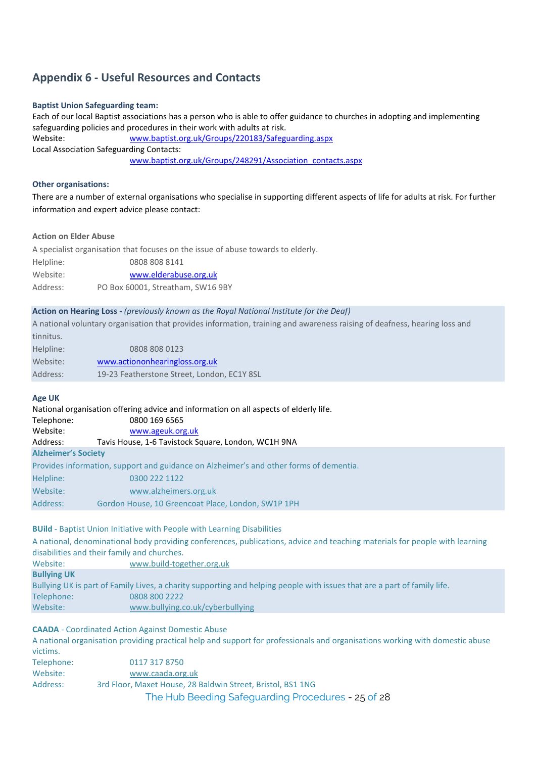## Appendix 6 - Useful Resources and Contacts

**Baptist Union Safeguarding team:**

Each of our local Baptist associations has a person who is able to offer guidance to churches in adopting and implementing safeguarding policies and procedures in their work with adults at risk.

Website: www.baptist.org.uk/Groups/220183/Safeguarding.aspx

Local Association Safeguarding Contacts: www.baptist.org.uk/Groups/248291/Association_contacts.aspx

**Other organisations:**

There are a number of external organisations who specialise in supporting different aspects of life for adults at risk. For further information and expert advice please contact:

**Action on Elder Abuse**

A specialist organisation that focuses on the issue of abuse towards to elderly.

Helpline: 0808 808 8141
Website: www.elderabuse.org.uk
Address: PO Box 60001, Streatham, SW16 9BY

**Action on Hearing Loss -** *(previously known as the Royal National Institute for the Deaf)*

A national voluntary organisation that provides information, training and awareness raising of deafness, hearing loss and tinnitus.

Helpline: 0808 808 0123
Website: www.actiononhearingloss.org.uk
Address: 19-23 Featherstone Street, London, EC1Y 8SL

**Age UK**

National organisation offering advice and information on all aspects of elderly life.

Telephone: 0800 169 6565
Website: www.ageuk.org.uk
Address: Tavis House, 1-6 Tavistock Square, London, WC1H 9NA

**Alzheimer's Society**

Provides information, support and guidance on Alzheimer's and other forms of dementia.

Helpline: 0300 222 1122
Website: www.alzheimers.org.uk
Address: Gordon House, 10 Greencoat Place, London, SW1P 1PH

**BUild** - Baptist Union Initiative with People with Learning Disabilities

A national, denominational body providing conferences, publications, advice and teaching materials for people with learning disabilities and their family and churches.

Website: www.build-together.org.uk

**Bullying UK**

Bullying UK is part of Family Lives, a charity supporting and helping people with issues that are a part of family life.

Telephone: 0808 800 2222
Website: www.bullying.co.uk/cyberbullying

**CAADA** - Coordinated Action Against Domestic Abuse

A national organisation providing practical help and support for professionals and organisations working with domestic abuse victims.

Telephone: 0117 317 8750
Website: www.caada.org.uk
Address: 3rd Floor, Maxet House, 28 Baldwin Street, Bristol, BS1 1NG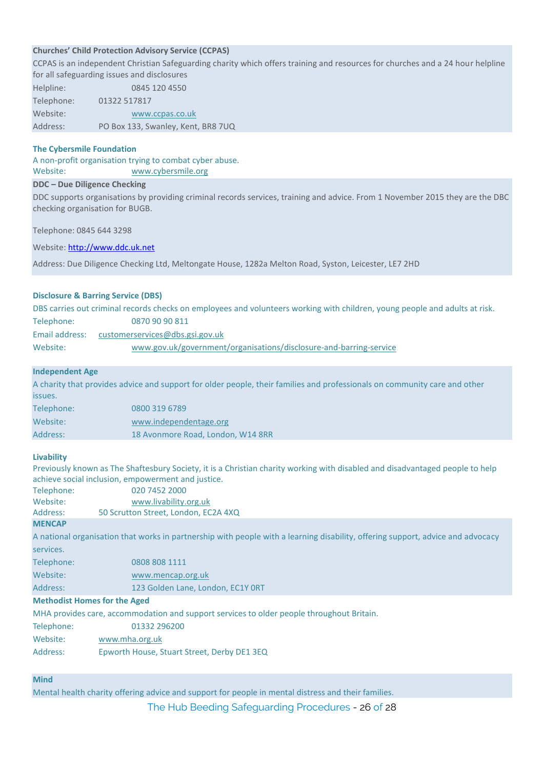**Churches' Child Protection Advisory Service (CCPAS)**

CCPAS is an independent Christian Safeguarding charity which offers training and resources for churches and a 24 hour helpline for all safeguarding issues and disclosures

Helpline: 0845 120 4550

Telephone: 01322 517817

Website: www.ccpas.co.uk

Address: PO Box 133, Swanley, Kent, BR8 7UQ

**The Cybersmile Foundation**

A non-profit organisation trying to combat cyber abuse.

Website: www.cybersmile.org

**DDC – Due Diligence Checking**

DDC supports organisations by providing criminal records services, training and advice. From 1 November 2015 they are the DBC checking organisation for BUGB.

Telephone: 0845 644 3298

Website: http://www.ddc.uk.net

Address: Due Diligence Checking Ltd, Meltongate House, 1282a Melton Road, Syston, Leicester, LE7 2HD

**Disclosure & Barring Service (DBS)**

DBS carries out criminal records checks on employees and volunteers working with children, young people and adults at risk.

Telephone: 0870 90 90 811

Email address: customerservices@dbs.gsi.gov.uk

Website: www.gov.uk/government/organisations/disclosure-and-barring-service

**Independent Age**

A charity that provides advice and support for older people, their families and professionals on community care and other issues.

Telephone: 0800 319 6789

Website: www.independentage.org

Address: 18 Avonmore Road, London, W14 8RR

**Livability**

Previously known as The Shaftesbury Society, it is a Christian charity working with disabled and disadvantaged people to help achieve social inclusion, empowerment and justice.

Telephone: 020 7452 2000

Website: www.livability.org.uk

Address: 50 Scrutton Street, London, EC2A 4XQ

**MENCAP**

A national organisation that works in partnership with people with a learning disability, offering support, advice and advocacy services.

Telephone: 0808 808 1111

Website: www.mencap.org.uk

Address: 123 Golden Lane, London, EC1Y 0RT

**Methodist Homes for the Aged**

MHA provides care, accommodation and support services to older people throughout Britain.

Telephone: 01332 296200

Website: www.mha.org.uk

Address: Epworth House, Stuart Street, Derby DE1 3EQ

**Mind**

Mental health charity offering advice and support for people in mental distress and their families.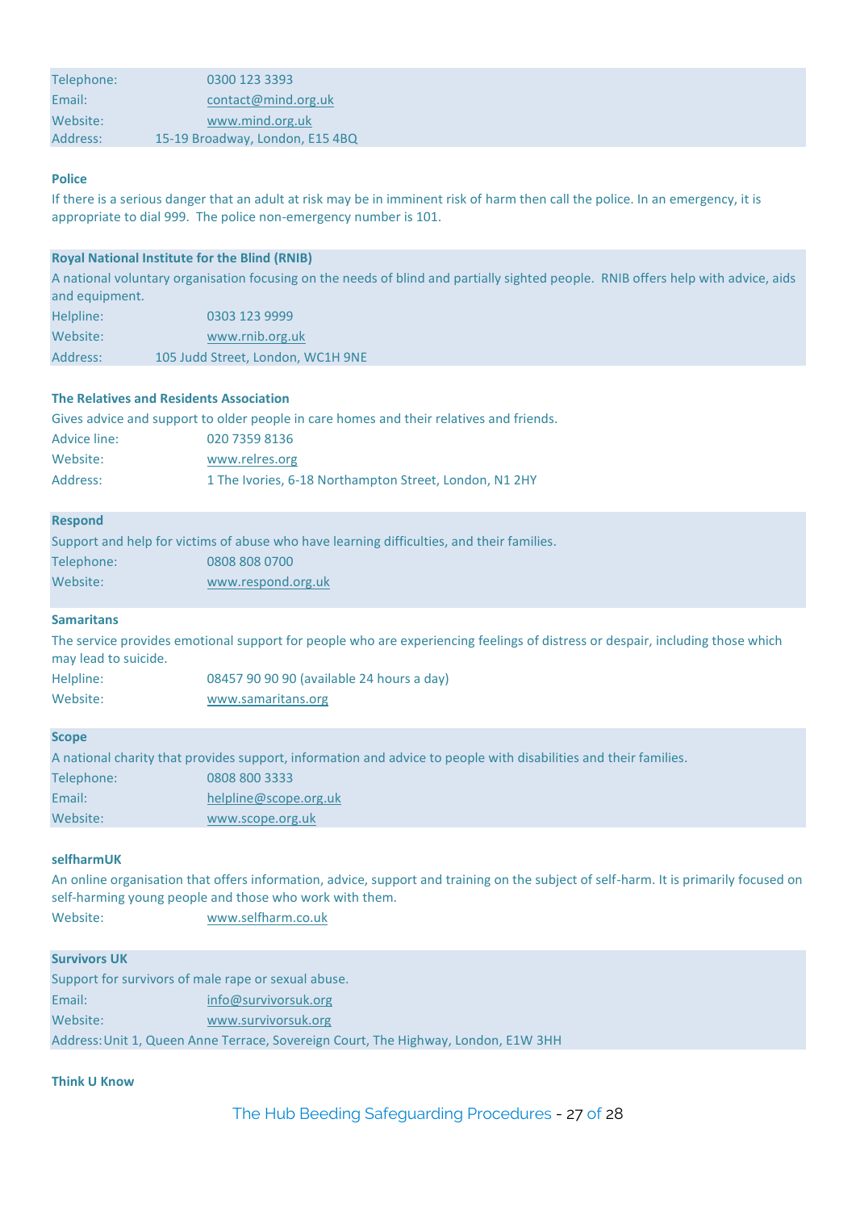Telephone: 0300 123 3393
Email: contact@mind.org.uk
Website: www.mind.org.uk
Address: 15-19 Broadway, London, E15 4BQ

**Police**

If there is a serious danger that an adult at risk may be in imminent risk of harm then call the police. In an emergency, it is appropriate to dial 999. The police non-emergency number is 101.

**Royal National Institute for the Blind (RNIB)**

A national voluntary organisation focusing on the needs of blind and partially sighted people. RNIB offers help with advice, aids and equipment.

Helpline: 0303 123 9999
Website: www.rnib.org.uk
Address: 105 Judd Street, London, WC1H 9NE

**The Relatives and Residents Association**

Gives advice and support to older people in care homes and their relatives and friends.

Advice line: 020 7359 8136
Website: www.relres.org
Address: 1 The Ivories, 6-18 Northampton Street, London, N1 2HY

**Respond**

Support and help for victims of abuse who have learning difficulties, and their families.

Telephone: 0808 808 0700
Website: www.respond.org.uk

**Samaritans**

The service provides emotional support for people who are experiencing feelings of distress or despair, including those which may lead to suicide.

Helpline: 08457 90 90 90 (available 24 hours a day)
Website: www.samaritans.org

**Scope**

A national charity that provides support, information and advice to people with disabilities and their families.

Telephone: 0808 800 3333
Email: helpline@scope.org.uk
Website: www.scope.org.uk

**selfharmUK**

An online organisation that offers information, advice, support and training on the subject of self-harm. It is primarily focused on self-harming young people and those who work with them.

Website: www.selfharm.co.uk

**Survivors UK**

Support for survivors of male rape or sexual abuse.

Email: info@survivorsuk.org
Website: www.survivorsuk.org
Address: Unit 1, Queen Anne Terrace, Sovereign Court, The Highway, London, E1W 3HH

**Think U Know**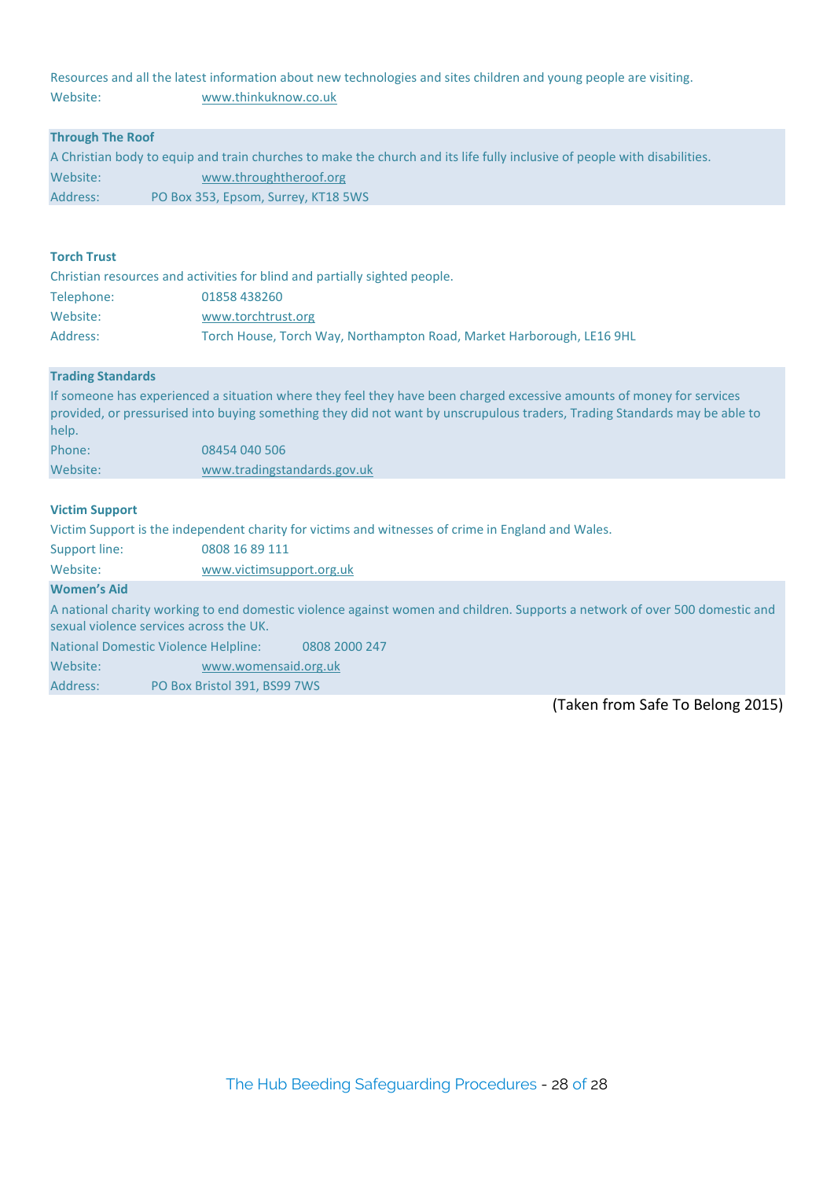Resources and all the latest information about new technologies and sites children and young people are visiting.

Website: www.thinkuknow.co.uk

**Through The Roof**

A Christian body to equip and train churches to make the church and its life fully inclusive of people with disabilities.

Website: www.throughtheroof.org

Address: PO Box 353, Epsom, Surrey, KT18 5WS

**Torch Trust**

Christian resources and activities for blind and partially sighted people.

Telephone: 01858 438260

Website: www.torchtrust.org

Address: Torch House, Torch Way, Northampton Road, Market Harborough, LE16 9HL

**Trading Standards**

If someone has experienced a situation where they feel they have been charged excessive amounts of money for services provided, or pressurised into buying something they did not want by unscrupulous traders, Trading Standards may be able to help.

Phone: 08454 040 506

Website: www.tradingstandards.gov.uk

**Victim Support**

Victim Support is the independent charity for victims and witnesses of crime in England and Wales.

Support line: 0808 16 89 111

Website: www.victimsupport.org.uk

**Women's Aid**

A national charity working to end domestic violence against women and children. Supports a network of over 500 domestic and sexual violence services across the UK.

National Domestic Violence Helpline: 0808 2000 247

Website: www.womensaid.org.uk

Address: PO Box Bristol 391, BS99 7WS

(Taken from Safe To Belong 2015)